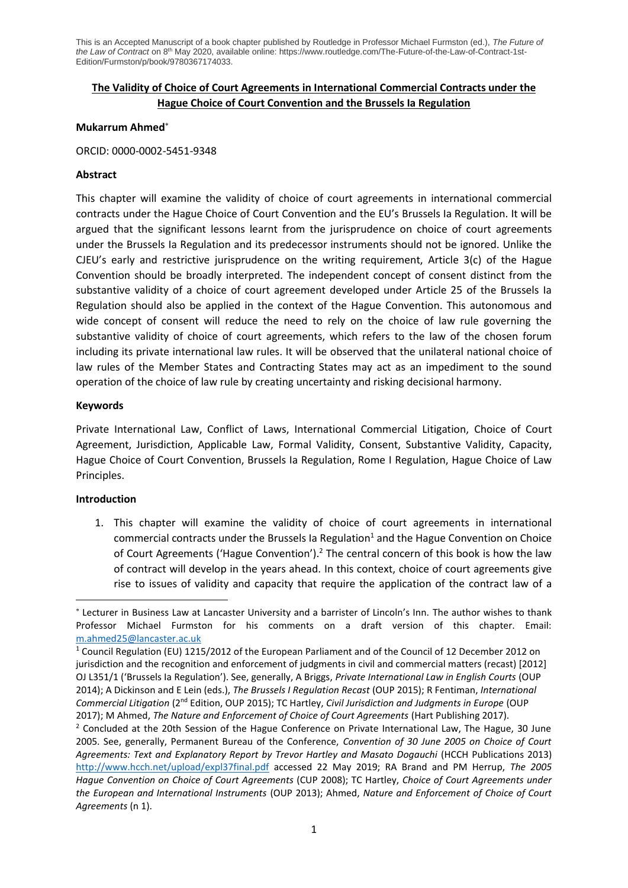This is an Accepted Manuscript of a book chapter published by Routledge in Professor Michael Furmston (ed.), *The Future of the Law of Contract* on 8th May 2020, available online: https://www.routledge.com/The-Future-of-the-Law-of-Contract-1st-Edition/Furmston/p/book/9780367174033.

# The Validity of Choice of Court Agreements in International Commercial Contracts under the Hague Choice of Court Convention and the Brussels Ia Regulation

**Mukarrum Ahmed**[*]

ORCID: 0000-0002-5451-9348

## Abstract

This chapter will examine the validity of choice of court agreements in international commercial contracts under the Hague Choice of Court Convention and the EU's Brussels Ia Regulation. It will be argued that the significant lessons learnt from the jurisprudence on choice of court agreements under the Brussels Ia Regulation and its predecessor instruments should not be ignored. Unlike the CJEU's early and restrictive jurisprudence on the writing requirement, Article 3(c) of the Hague Convention should be broadly interpreted. The independent concept of consent distinct from the substantive validity of a choice of court agreement developed under Article 25 of the Brussels Ia Regulation should also be applied in the context of the Hague Convention. This autonomous and wide concept of consent will reduce the need to rely on the choice of law rule governing the substantive validity of choice of court agreements, which refers to the law of the chosen forum including its private international law rules. It will be observed that the unilateral national choice of law rules of the Member States and Contracting States may act as an impediment to the sound operation of the choice of law rule by creating uncertainty and risking decisional harmony.

## Keywords

Private International Law, Conflict of Laws, International Commercial Litigation, Choice of Court Agreement, Jurisdiction, Applicable Law, Formal Validity, Consent, Substantive Validity, Capacity, Hague Choice of Court Convention, Brussels Ia Regulation, Rome I Regulation, Hague Choice of Law Principles.

## Introduction

1. This chapter will examine the validity of choice of court agreements in international commercial contracts under the Brussels Ia Regulation[1] and the Hague Convention on Choice of Court Agreements ('Hague Convention').[2] The central concern of this book is how the law of contract will develop in the years ahead. In this context, choice of court agreements give rise to issues of validity and capacity that require the application of the contract law of a

---

[*] Lecturer in Business Law at Lancaster University and a barrister of Lincoln's Inn. The author wishes to thank Professor Michael Furmston for his comments on a draft version of this chapter. Email: m.ahmed25@lancaster.ac.uk

[1] Council Regulation (EU) 1215/2012 of the European Parliament and of the Council of 12 December 2012 on jurisdiction and the recognition and enforcement of judgments in civil and commercial matters (recast) [2012] OJ L351/1 ('Brussels Ia Regulation'). See, generally, A Briggs, *Private International Law in English Courts* (OUP 2014); A Dickinson and E Lein (eds.), *The Brussels I Regulation Recast* (OUP 2015); R Fentiman, *International Commercial Litigation* (2nd Edition, OUP 2015); TC Hartley, *Civil Jurisdiction and Judgments in Europe* (OUP 2017); M Ahmed, *The Nature and Enforcement of Choice of Court Agreements* (Hart Publishing 2017).

[2] Concluded at the 20th Session of the Hague Conference on Private International Law, The Hague, 30 June 2005. See, generally, Permanent Bureau of the Conference, *Convention of 30 June 2005 on Choice of Court Agreements: Text and Explanatory Report by Trevor Hartley and Masato Dogauchi* (HCCH Publications 2013) http://www.hcch.net/upload/expl37final.pdf accessed 22 May 2019; RA Brand and PM Herrup, *The 2005 Hague Convention on Choice of Court Agreements* (CUP 2008); TC Hartley, *Choice of Court Agreements under the European and International Instruments* (OUP 2013); Ahmed, *Nature and Enforcement of Choice of Court Agreements* (n 1).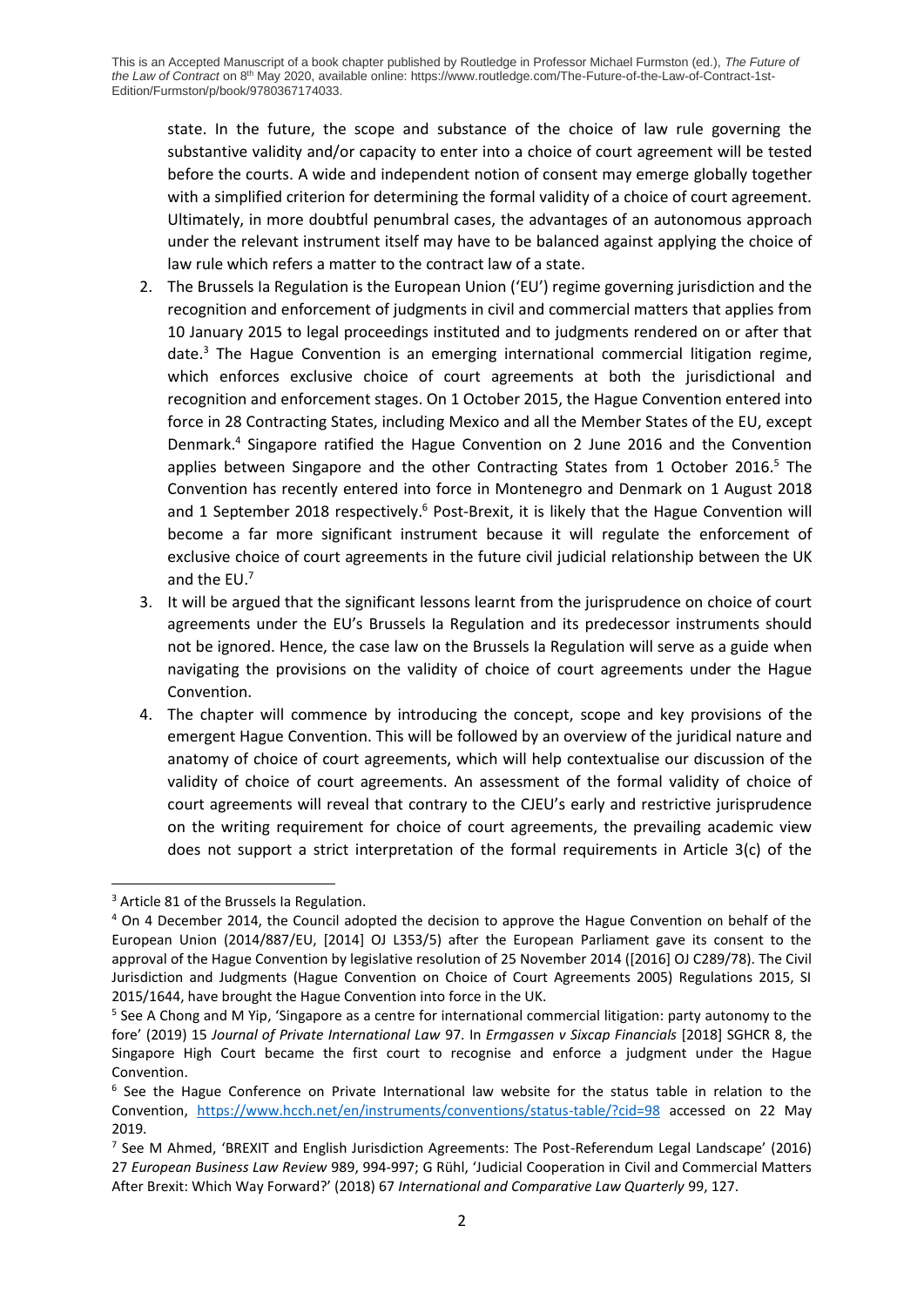state. In the future, the scope and substance of the choice of law rule governing the substantive validity and/or capacity to enter into a choice of court agreement will be tested before the courts. A wide and independent notion of consent may emerge globally together with a simplified criterion for determining the formal validity of a choice of court agreement. Ultimately, in more doubtful penumbral cases, the advantages of an autonomous approach under the relevant instrument itself may have to be balanced against applying the choice of law rule which refers a matter to the contract law of a state.

2. The Brussels Ia Regulation is the European Union ('EU') regime governing jurisdiction and the recognition and enforcement of judgments in civil and commercial matters that applies from 10 January 2015 to legal proceedings instituted and to judgments rendered on or after that date.[3] The Hague Convention is an emerging international commercial litigation regime, which enforces exclusive choice of court agreements at both the jurisdictional and recognition and enforcement stages. On 1 October 2015, the Hague Convention entered into force in 28 Contracting States, including Mexico and all the Member States of the EU, except Denmark.[4] Singapore ratified the Hague Convention on 2 June 2016 and the Convention applies between Singapore and the other Contracting States from 1 October 2016.[5] The Convention has recently entered into force in Montenegro and Denmark on 1 August 2018 and 1 September 2018 respectively.[6] Post-Brexit, it is likely that the Hague Convention will become a far more significant instrument because it will regulate the enforcement of exclusive choice of court agreements in the future civil judicial relationship between the UK and the EU.[7]
3. It will be argued that the significant lessons learnt from the jurisprudence on choice of court agreements under the EU's Brussels Ia Regulation and its predecessor instruments should not be ignored. Hence, the case law on the Brussels Ia Regulation will serve as a guide when navigating the provisions on the validity of choice of court agreements under the Hague Convention.
4. The chapter will commence by introducing the concept, scope and key provisions of the emergent Hague Convention. This will be followed by an overview of the juridical nature and anatomy of choice of court agreements, which will help contextualise our discussion of the validity of choice of court agreements. An assessment of the formal validity of choice of court agreements will reveal that contrary to the CJEU's early and restrictive jurisprudence on the writing requirement for choice of court agreements, the prevailing academic view does not support a strict interpretation of the formal requirements in Article 3(c) of the

---

[3] Article 81 of the Brussels Ia Regulation.

[4] On 4 December 2014, the Council adopted the decision to approve the Hague Convention on behalf of the European Union (2014/887/EU, [2014] OJ L353/5) after the European Parliament gave its consent to the approval of the Hague Convention by legislative resolution of 25 November 2014 ([2016] OJ C289/78). The Civil Jurisdiction and Judgments (Hague Convention on Choice of Court Agreements 2005) Regulations 2015, SI 2015/1644, have brought the Hague Convention into force in the UK.

[5] See A Chong and M Yip, 'Singapore as a centre for international commercial litigation: party autonomy to the fore' (2019) 15 *Journal of Private International Law* 97. In *Ermgassen v Sixcap Financials* [2018] SGHCR 8, the Singapore High Court became the first court to recognise and enforce a judgment under the Hague Convention.

[6] See the Hague Conference on Private International law website for the status table in relation to the Convention, https://www.hcch.net/en/instruments/conventions/status-table/?cid=98 accessed on 22 May 2019.

[7] See M Ahmed, 'BREXIT and English Jurisdiction Agreements: The Post-Referendum Legal Landscape' (2016) 27 *European Business Law Review* 989, 994-997; G Rühl, 'Judicial Cooperation in Civil and Commercial Matters After Brexit: Which Way Forward?' (2018) 67 *International and Comparative Law Quarterly* 99, 127.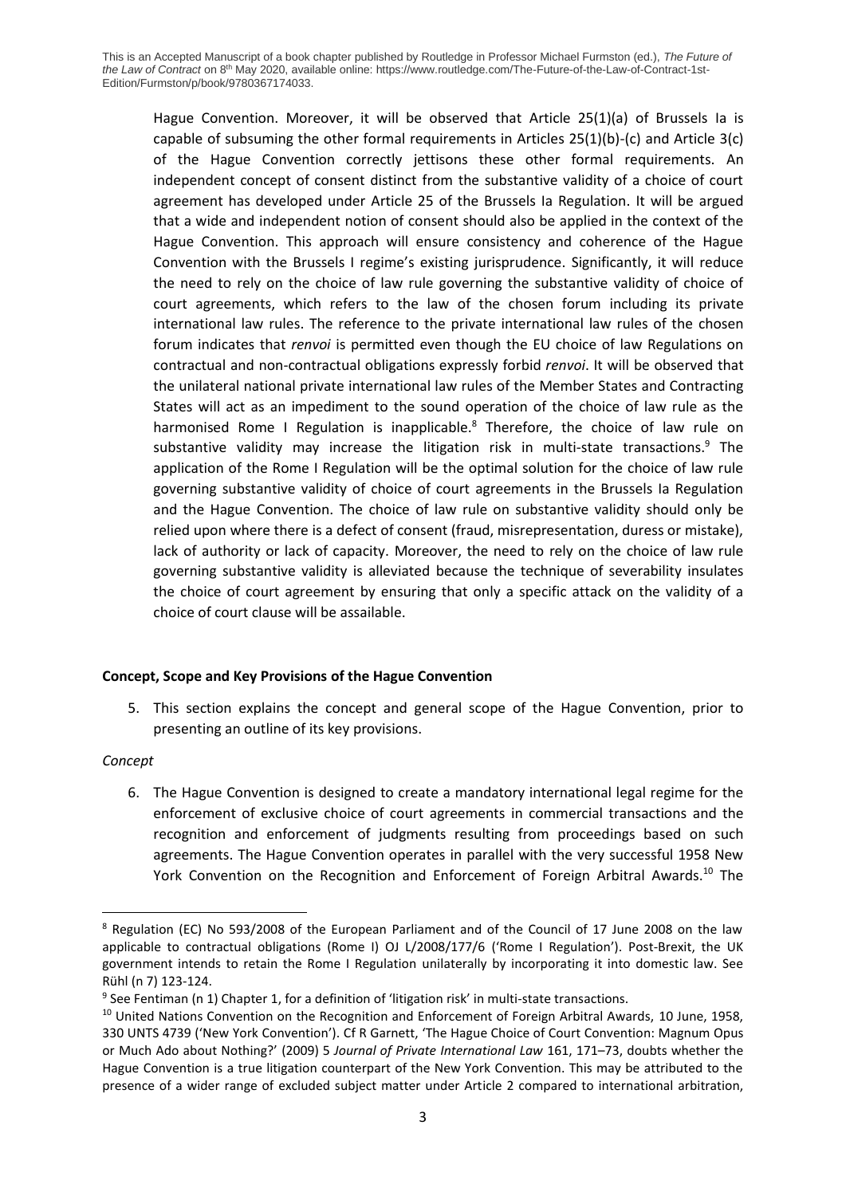Hague Convention. Moreover, it will be observed that Article 25(1)(a) of Brussels Ia is capable of subsuming the other formal requirements in Articles 25(1)(b)-(c) and Article 3(c) of the Hague Convention correctly jettisons these other formal requirements. An independent concept of consent distinct from the substantive validity of a choice of court agreement has developed under Article 25 of the Brussels Ia Regulation. It will be argued that a wide and independent notion of consent should also be applied in the context of the Hague Convention. This approach will ensure consistency and coherence of the Hague Convention with the Brussels I regime's existing jurisprudence. Significantly, it will reduce the need to rely on the choice of law rule governing the substantive validity of choice of court agreements, which refers to the law of the chosen forum including its private international law rules. The reference to the private international law rules of the chosen forum indicates that *renvoi* is permitted even though the EU choice of law Regulations on contractual and non-contractual obligations expressly forbid *renvoi*. It will be observed that the unilateral national private international law rules of the Member States and Contracting States will act as an impediment to the sound operation of the choice of law rule as the harmonised Rome I Regulation is inapplicable.[8] Therefore, the choice of law rule on substantive validity may increase the litigation risk in multi-state transactions.[9] The application of the Rome I Regulation will be the optimal solution for the choice of law rule governing substantive validity of choice of court agreements in the Brussels Ia Regulation and the Hague Convention. The choice of law rule on substantive validity should only be relied upon where there is a defect of consent (fraud, misrepresentation, duress or mistake), lack of authority or lack of capacity. Moreover, the need to rely on the choice of law rule governing substantive validity is alleviated because the technique of severability insulates the choice of court agreement by ensuring that only a specific attack on the validity of a choice of court clause will be assailable.

## Concept, Scope and Key Provisions of the Hague Convention

5. This section explains the concept and general scope of the Hague Convention, prior to presenting an outline of its key provisions.

*Concept*

6. The Hague Convention is designed to create a mandatory international legal regime for the enforcement of exclusive choice of court agreements in commercial transactions and the recognition and enforcement of judgments resulting from proceedings based on such agreements. The Hague Convention operates in parallel with the very successful 1958 New York Convention on the Recognition and Enforcement of Foreign Arbitral Awards.[10] The

---

[8] Regulation (EC) No 593/2008 of the European Parliament and of the Council of 17 June 2008 on the law applicable to contractual obligations (Rome I) OJ L/2008/177/6 ('Rome I Regulation'). Post-Brexit, the UK government intends to retain the Rome I Regulation unilaterally by incorporating it into domestic law. See Rühl (n 7) 123-124.

[9] See Fentiman (n 1) Chapter 1, for a definition of 'litigation risk' in multi-state transactions.

[10] United Nations Convention on the Recognition and Enforcement of Foreign Arbitral Awards, 10 June, 1958, 330 UNTS 4739 ('New York Convention'). Cf R Garnett, 'The Hague Choice of Court Convention: Magnum Opus or Much Ado about Nothing?' (2009) 5 *Journal of Private International Law* 161, 171–73, doubts whether the Hague Convention is a true litigation counterpart of the New York Convention. This may be attributed to the presence of a wider range of excluded subject matter under Article 2 compared to international arbitration,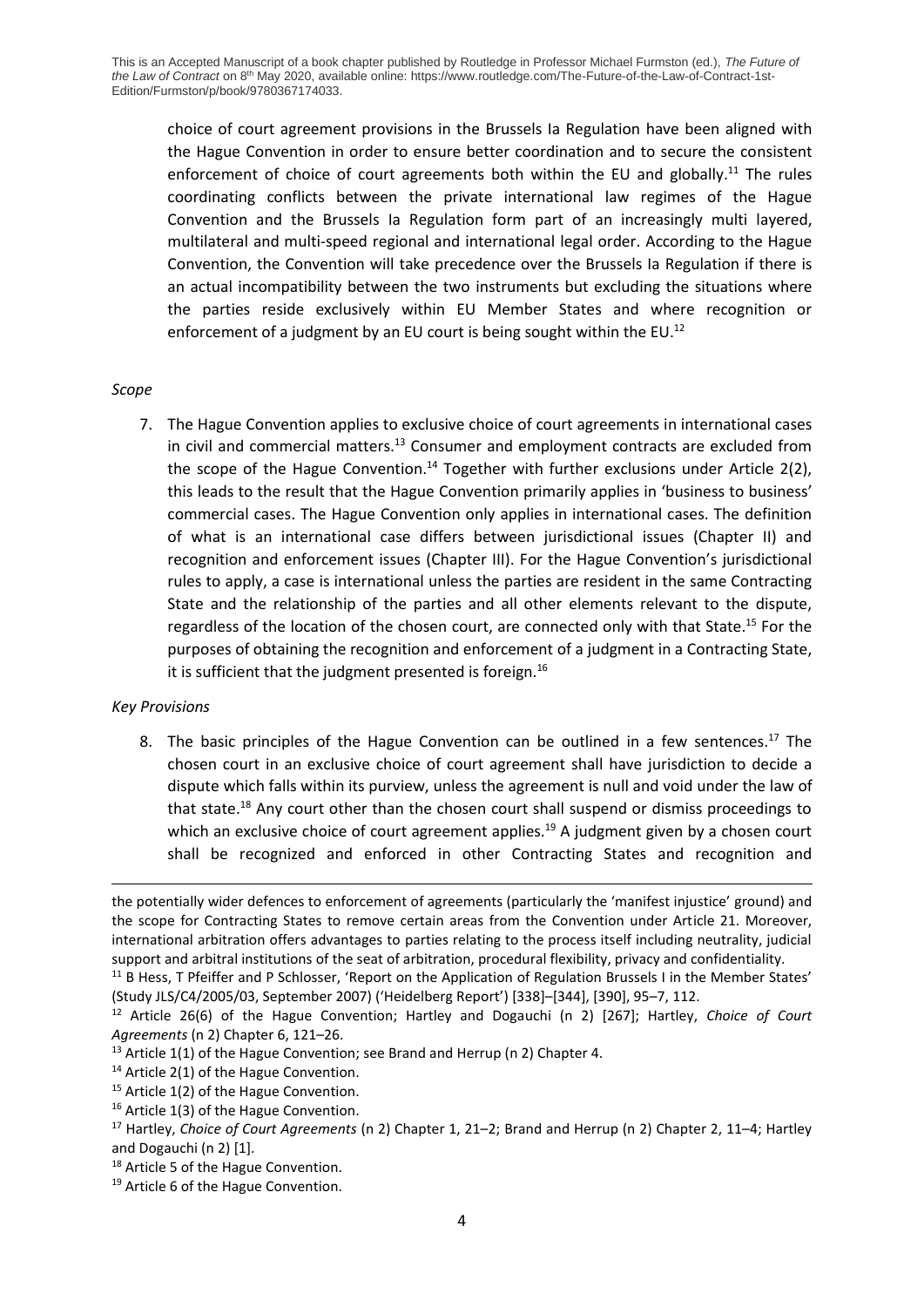choice of court agreement provisions in the Brussels Ia Regulation have been aligned with the Hague Convention in order to ensure better coordination and to secure the consistent enforcement of choice of court agreements both within the EU and globally.[11] The rules coordinating conflicts between the private international law regimes of the Hague Convention and the Brussels Ia Regulation form part of an increasingly multi layered, multilateral and multi-speed regional and international legal order. According to the Hague Convention, the Convention will take precedence over the Brussels Ia Regulation if there is an actual incompatibility between the two instruments but excluding the situations where the parties reside exclusively within EU Member States and where recognition or enforcement of a judgment by an EU court is being sought within the EU.[12]

*Scope*

7. The Hague Convention applies to exclusive choice of court agreements in international cases in civil and commercial matters.[13] Consumer and employment contracts are excluded from the scope of the Hague Convention.[14] Together with further exclusions under Article 2(2), this leads to the result that the Hague Convention primarily applies in 'business to business' commercial cases. The Hague Convention only applies in international cases. The definition of what is an international case differs between jurisdictional issues (Chapter II) and recognition and enforcement issues (Chapter III). For the Hague Convention's jurisdictional rules to apply, a case is international unless the parties are resident in the same Contracting State and the relationship of the parties and all other elements relevant to the dispute, regardless of the location of the chosen court, are connected only with that State.[15] For the purposes of obtaining the recognition and enforcement of a judgment in a Contracting State, it is sufficient that the judgment presented is foreign.[16]

*Key Provisions*

8. The basic principles of the Hague Convention can be outlined in a few sentences.[17] The chosen court in an exclusive choice of court agreement shall have jurisdiction to decide a dispute which falls within its purview, unless the agreement is null and void under the law of that state.[18] Any court other than the chosen court shall suspend or dismiss proceedings to which an exclusive choice of court agreement applies.[19] A judgment given by a chosen court shall be recognized and enforced in other Contracting States and recognition and

---

the potentially wider defences to enforcement of agreements (particularly the 'manifest injustice' ground) and the scope for Contracting States to remove certain areas from the Convention under Article 21. Moreover, international arbitration offers advantages to parties relating to the process itself including neutrality, judicial support and arbitral institutions of the seat of arbitration, procedural flexibility, privacy and confidentiality.

[11] B Hess, T Pfeiffer and P Schlosser, 'Report on the Application of Regulation Brussels I in the Member States' (Study JLS/C4/2005/03, September 2007) ('Heidelberg Report') [338]–[344], [390], 95–7, 112.

[12] Article 26(6) of the Hague Convention; Hartley and Dogauchi (n 2) [267]; Hartley, *Choice of Court Agreements* (n 2) Chapter 6, 121–26.

[13] Article 1(1) of the Hague Convention; see Brand and Herrup (n 2) Chapter 4.

[14] Article 2(1) of the Hague Convention.

[15] Article 1(2) of the Hague Convention.

[16] Article 1(3) of the Hague Convention.

[17] Hartley, *Choice of Court Agreements* (n 2) Chapter 1, 21–2; Brand and Herrup (n 2) Chapter 2, 11–4; Hartley and Dogauchi (n 2) [1].

[18] Article 5 of the Hague Convention.

[19] Article 6 of the Hague Convention.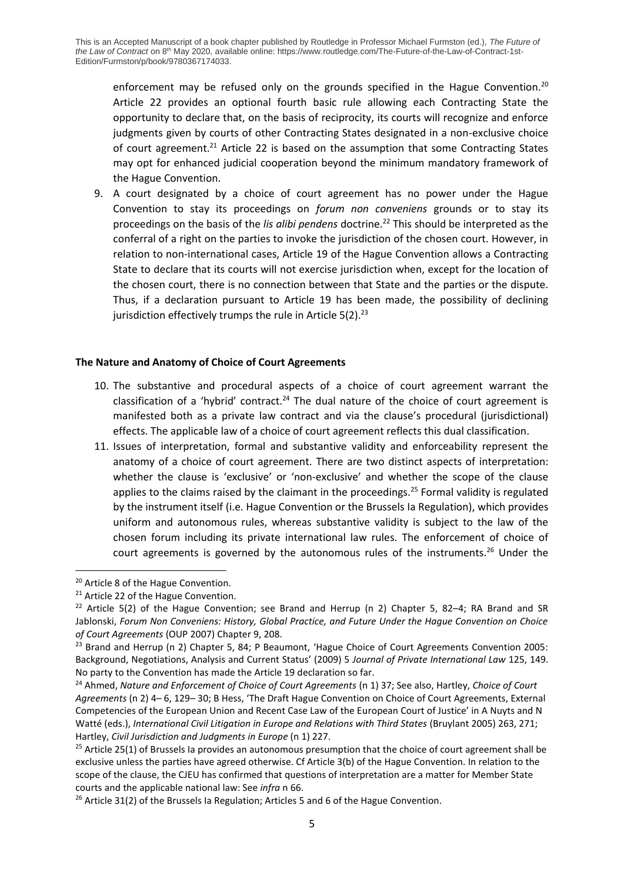enforcement may be refused only on the grounds specified in the Hague Convention.[20] Article 22 provides an optional fourth basic rule allowing each Contracting State the opportunity to declare that, on the basis of reciprocity, its courts will recognize and enforce judgments given by courts of other Contracting States designated in a non-exclusive choice of court agreement.[21] Article 22 is based on the assumption that some Contracting States may opt for enhanced judicial cooperation beyond the minimum mandatory framework of the Hague Convention.

9. A court designated by a choice of court agreement has no power under the Hague Convention to stay its proceedings on *forum non conveniens* grounds or to stay its proceedings on the basis of the *lis alibi pendens* doctrine.[22] This should be interpreted as the conferral of a right on the parties to invoke the jurisdiction of the chosen court. However, in relation to non-international cases, Article 19 of the Hague Convention allows a Contracting State to declare that its courts will not exercise jurisdiction when, except for the location of the chosen court, there is no connection between that State and the parties or the dispute. Thus, if a declaration pursuant to Article 19 has been made, the possibility of declining jurisdiction effectively trumps the rule in Article 5(2).[23]

**The Nature and Anatomy of Choice of Court Agreements**

10. The substantive and procedural aspects of a choice of court agreement warrant the classification of a 'hybrid' contract.[24] The dual nature of the choice of court agreement is manifested both as a private law contract and via the clause's procedural (jurisdictional) effects. The applicable law of a choice of court agreement reflects this dual classification.
11. Issues of interpretation, formal and substantive validity and enforceability represent the anatomy of a choice of court agreement. There are two distinct aspects of interpretation: whether the clause is 'exclusive' or 'non-exclusive' and whether the scope of the clause applies to the claims raised by the claimant in the proceedings.[25] Formal validity is regulated by the instrument itself (i.e. Hague Convention or the Brussels Ia Regulation), which provides uniform and autonomous rules, whereas substantive validity is subject to the law of the chosen forum including its private international law rules. The enforcement of choice of court agreements is governed by the autonomous rules of the instruments.[26] Under the

---

[20] Article 8 of the Hague Convention.

[21] Article 22 of the Hague Convention.

[22] Article 5(2) of the Hague Convention; see Brand and Herrup (n 2) Chapter 5, 82–4; RA Brand and SR Jablonski, *Forum Non Conveniens: History, Global Practice, and Future Under the Hague Convention on Choice of Court Agreements* (OUP 2007) Chapter 9, 208.

[23] Brand and Herrup (n 2) Chapter 5, 84; P Beaumont, 'Hague Choice of Court Agreements Convention 2005: Background, Negotiations, Analysis and Current Status' (2009) 5 *Journal of Private International Law* 125, 149. No party to the Convention has made the Article 19 declaration so far.

[24] Ahmed, *Nature and Enforcement of Choice of Court Agreements* (n 1) 37; See also, Hartley, *Choice of Court Agreements* (n 2) 4– 6, 129– 30; B Hess, 'The Draft Hague Convention on Choice of Court Agreements, External Competencies of the European Union and Recent Case Law of the European Court of Justice' in A Nuyts and N Watté (eds.), *International Civil Litigation in Europe and Relations with Third States* (Bruylant 2005) 263, 271; Hartley, *Civil Jurisdiction and Judgments in Europe* (n 1) 227.

[25] Article 25(1) of Brussels Ia provides an autonomous presumption that the choice of court agreement shall be exclusive unless the parties have agreed otherwise. Cf Article 3(b) of the Hague Convention. In relation to the scope of the clause, the CJEU has confirmed that questions of interpretation are a matter for Member State courts and the applicable national law: See *infra* n 66.

[26] Article 31(2) of the Brussels Ia Regulation; Articles 5 and 6 of the Hague Convention.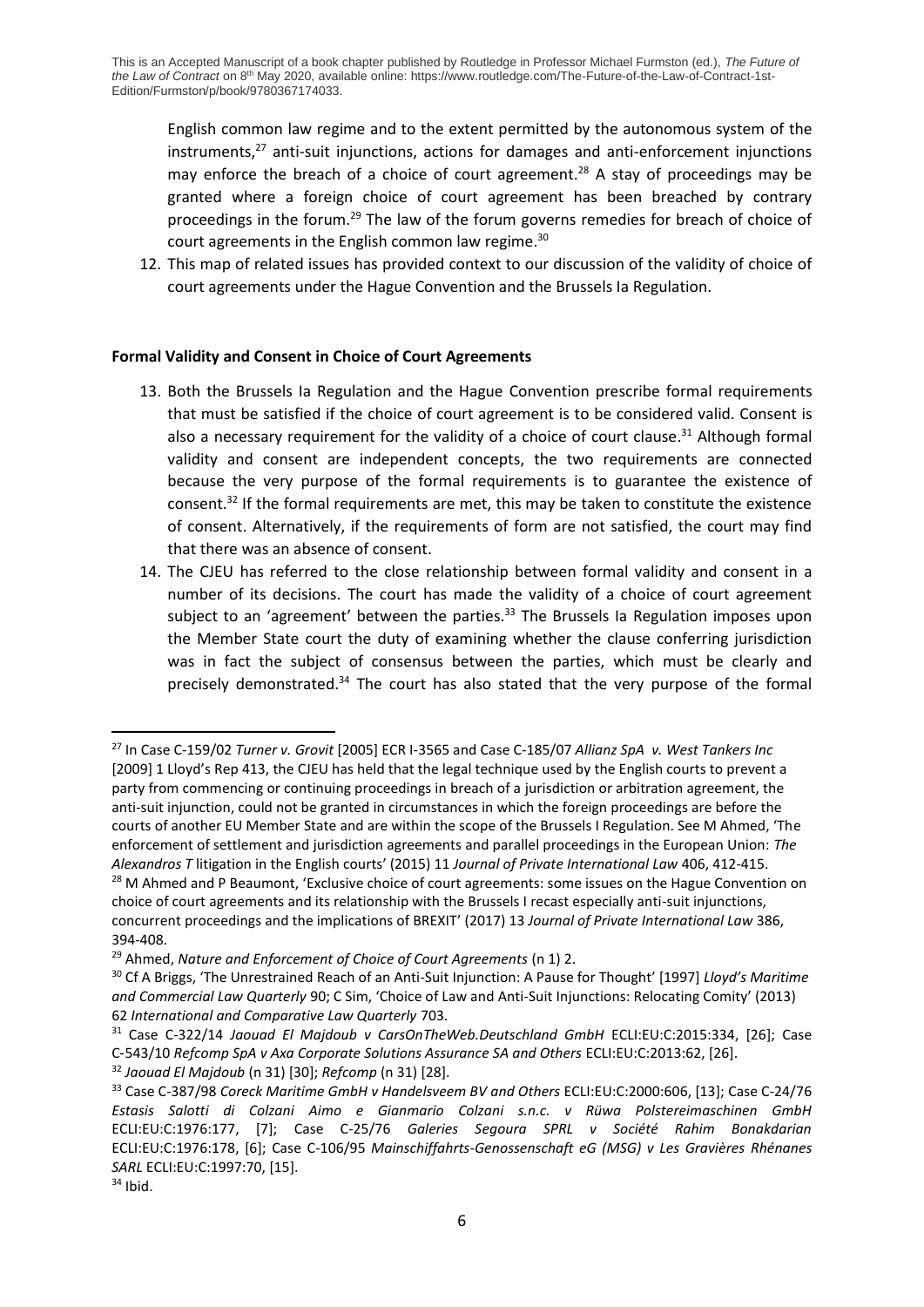English common law regime and to the extent permitted by the autonomous system of the instruments,[27] anti-suit injunctions, actions for damages and anti-enforcement injunctions may enforce the breach of a choice of court agreement.[28] A stay of proceedings may be granted where a foreign choice of court agreement has been breached by contrary proceedings in the forum.[29] The law of the forum governs remedies for breach of choice of court agreements in the English common law regime.[30]

12. This map of related issues has provided context to our discussion of the validity of choice of court agreements under the Hague Convention and the Brussels Ia Regulation.

**Formal Validity and Consent in Choice of Court Agreements**

13. Both the Brussels Ia Regulation and the Hague Convention prescribe formal requirements that must be satisfied if the choice of court agreement is to be considered valid. Consent is also a necessary requirement for the validity of a choice of court clause.[31] Although formal validity and consent are independent concepts, the two requirements are connected because the very purpose of the formal requirements is to guarantee the existence of consent.[32] If the formal requirements are met, this may be taken to constitute the existence of consent. Alternatively, if the requirements of form are not satisfied, the court may find that there was an absence of consent.
14. The CJEU has referred to the close relationship between formal validity and consent in a number of its decisions. The court has made the validity of a choice of court agreement subject to an 'agreement' between the parties.[33] The Brussels Ia Regulation imposes upon the Member State court the duty of examining whether the clause conferring jurisdiction was in fact the subject of consensus between the parties, which must be clearly and precisely demonstrated.[34] The court has also stated that the very purpose of the formal

---

[27] In Case C-159/02 *Turner v. Grovit* [2005] ECR I-3565 and Case C-185/07 *Allianz SpA v. West Tankers Inc* [2009] 1 Lloyd's Rep 413, the CJEU has held that the legal technique used by the English courts to prevent a party from commencing or continuing proceedings in breach of a jurisdiction or arbitration agreement, the anti-suit injunction, could not be granted in circumstances in which the foreign proceedings are before the courts of another EU Member State and are within the scope of the Brussels I Regulation. See M Ahmed, 'The enforcement of settlement and jurisdiction agreements and parallel proceedings in the European Union: *The Alexandros T* litigation in the English courts' (2015) 11 *Journal of Private International Law* 406, 412-415.

[28] M Ahmed and P Beaumont, 'Exclusive choice of court agreements: some issues on the Hague Convention on choice of court agreements and its relationship with the Brussels I recast especially anti-suit injunctions, concurrent proceedings and the implications of BREXIT' (2017) 13 *Journal of Private International Law* 386, 394-408.

[29] Ahmed, *Nature and Enforcement of Choice of Court Agreements* (n 1) 2.

[30] Cf A Briggs, 'The Unrestrained Reach of an Anti-Suit Injunction: A Pause for Thought' [1997] *Lloyd's Maritime and Commercial Law Quarterly* 90; C Sim, 'Choice of Law and Anti-Suit Injunctions: Relocating Comity' (2013) 62 *International and Comparative Law Quarterly* 703.

[31] Case C-322/14 *Jaouad El Majdoub v CarsOnTheWeb.Deutschland GmbH* ECLI:EU:C:2015:334, [26]; Case C-543/10 *Refcomp SpA v Axa Corporate Solutions Assurance SA and Others* ECLI:EU:C:2013:62, [26].

[32] *Jaouad El Majdoub* (n 31) [30]; *Refcomp* (n 31) [28].

[33] Case C-387/98 *Coreck Maritime GmbH v Handelsveem BV and Others* ECLI:EU:C:2000:606, [13]; Case C-24/76 *Estasis Salotti di Colzani Aimo e Gianmario Colzani s.n.c. v Rüwa Polstereimaschinen GmbH* ECLI:EU:C:1976:177, [7]; Case C-25/76 *Galeries Segoura SPRL v Société Rahim Bonakdarian* ECLI:EU:C:1976:178, [6]; Case C-106/95 *Mainschiffahrts-Genossenschaft eG (MSG) v Les Gravières Rhénanes SARL* ECLI:EU:C:1997:70, [15].

[34] Ibid.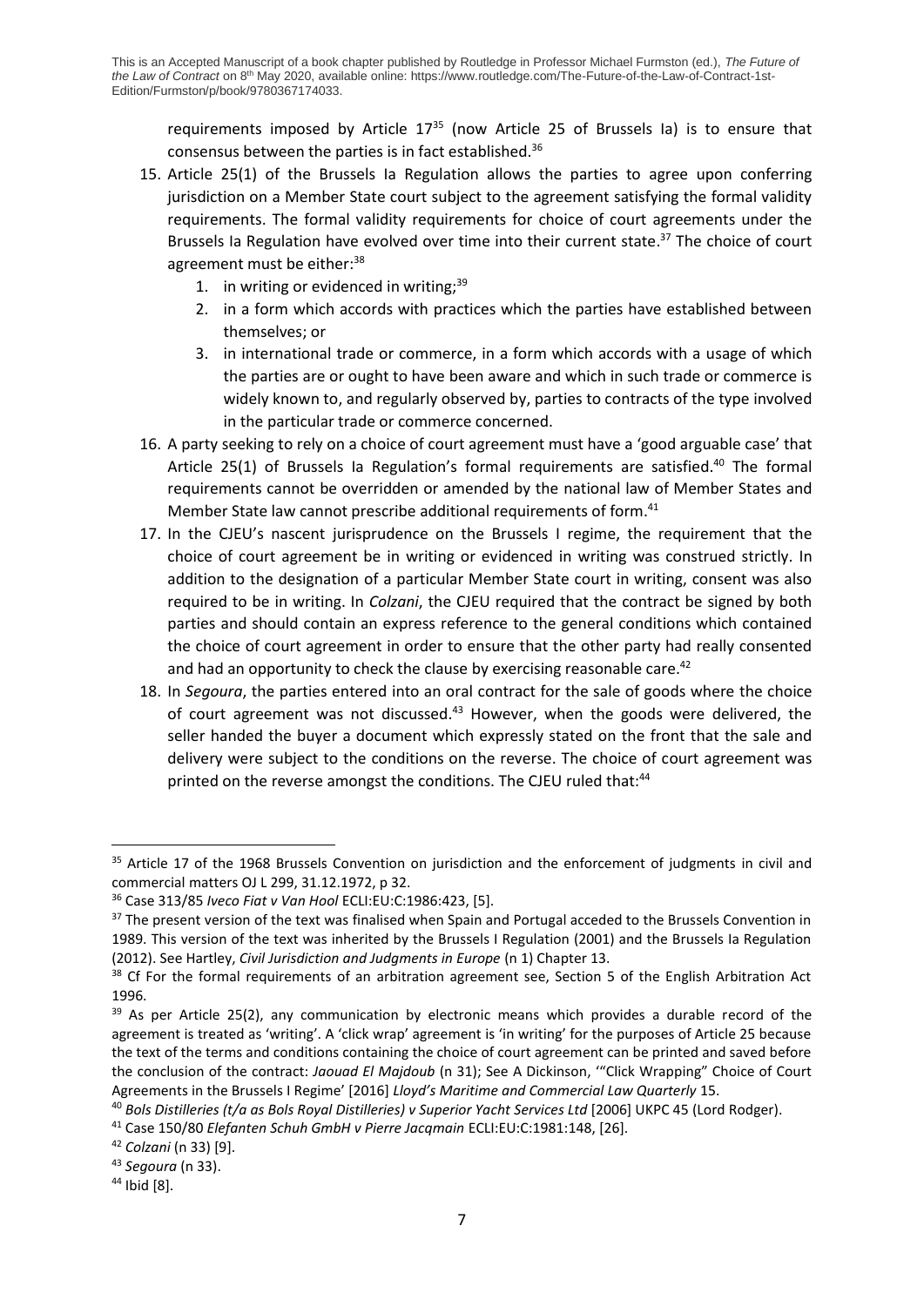requirements imposed by Article 17[35] (now Article 25 of Brussels Ia) is to ensure that consensus between the parties is in fact established.[36]

15. Article 25(1) of the Brussels Ia Regulation allows the parties to agree upon conferring jurisdiction on a Member State court subject to the agreement satisfying the formal validity requirements. The formal validity requirements for choice of court agreements under the Brussels Ia Regulation have evolved over time into their current state.[37] The choice of court agreement must be either:[38]
    1. in writing or evidenced in writing;[39]
    2. in a form which accords with practices which the parties have established between themselves; or
    3. in international trade or commerce, in a form which accords with a usage of which the parties are or ought to have been aware and which in such trade or commerce is widely known to, and regularly observed by, parties to contracts of the type involved in the particular trade or commerce concerned.
16. A party seeking to rely on a choice of court agreement must have a 'good arguable case' that Article 25(1) of Brussels Ia Regulation's formal requirements are satisfied.[40] The formal requirements cannot be overridden or amended by the national law of Member States and Member State law cannot prescribe additional requirements of form.[41]
17. In the CJEU's nascent jurisprudence on the Brussels I regime, the requirement that the choice of court agreement be in writing or evidenced in writing was construed strictly. In addition to the designation of a particular Member State court in writing, consent was also required to be in writing. In *Colzani*, the CJEU required that the contract be signed by both parties and should contain an express reference to the general conditions which contained the choice of court agreement in order to ensure that the other party had really consented and had an opportunity to check the clause by exercising reasonable care.[42]
18. In *Segoura*, the parties entered into an oral contract for the sale of goods where the choice of court agreement was not discussed.[43] However, when the goods were delivered, the seller handed the buyer a document which expressly stated on the front that the sale and delivery were subject to the conditions on the reverse. The choice of court agreement was printed on the reverse amongst the conditions. The CJEU ruled that:[44]

---

[35] Article 17 of the 1968 Brussels Convention on jurisdiction and the enforcement of judgments in civil and commercial matters OJ L 299, 31.12.1972, p 32.

[36] Case 313/85 *Iveco Fiat v Van Hool* ECLI:EU:C:1986:423, [5].

[37] The present version of the text was finalised when Spain and Portugal acceded to the Brussels Convention in 1989. This version of the text was inherited by the Brussels I Regulation (2001) and the Brussels Ia Regulation (2012). See Hartley, *Civil Jurisdiction and Judgments in Europe* (n 1) Chapter 13.

[38] Cf For the formal requirements of an arbitration agreement see, Section 5 of the English Arbitration Act 1996.

[39] As per Article 25(2), any communication by electronic means which provides a durable record of the agreement is treated as 'writing'. A 'click wrap' agreement is 'in writing' for the purposes of Article 25 because the text of the terms and conditions containing the choice of court agreement can be printed and saved before the conclusion of the contract: *Jaouad El Majdoub* (n 31); See A Dickinson, '"Click Wrapping" Choice of Court Agreements in the Brussels I Regime' [2016] *Lloyd's Maritime and Commercial Law Quarterly* 15.

[40] *Bols Distilleries (t/a as Bols Royal Distilleries) v Superior Yacht Services Ltd* [2006] UKPC 45 (Lord Rodger).

[41] Case 150/80 *Elefanten Schuh GmbH v Pierre Jacqmain* ECLI:EU:C:1981:148, [26].

[42] *Colzani* (n 33) [9].

[43] *Segoura* (n 33).

[44] Ibid [8].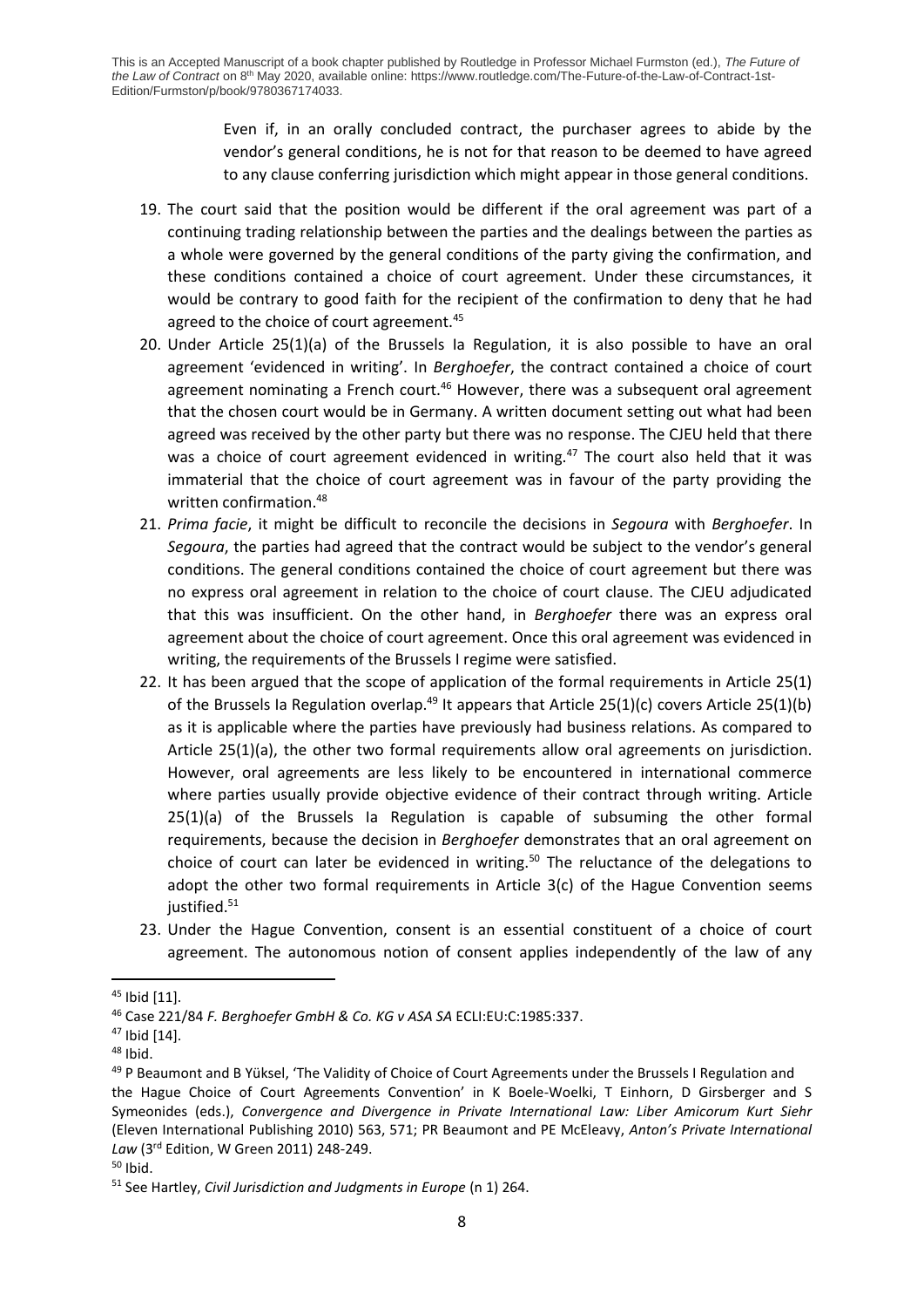> Even if, in an orally concluded contract, the purchaser agrees to abide by the vendor's general conditions, he is not for that reason to be deemed to have agreed to any clause conferring jurisdiction which might appear in those general conditions.

19. The court said that the position would be different if the oral agreement was part of a continuing trading relationship between the parties and the dealings between the parties as a whole were governed by the general conditions of the party giving the confirmation, and these conditions contained a choice of court agreement. Under these circumstances, it would be contrary to good faith for the recipient of the confirmation to deny that he had agreed to the choice of court agreement.[45]
20. Under Article 25(1)(a) of the Brussels Ia Regulation, it is also possible to have an oral agreement 'evidenced in writing'. In *Berghoefer*, the contract contained a choice of court agreement nominating a French court.[46] However, there was a subsequent oral agreement that the chosen court would be in Germany. A written document setting out what had been agreed was received by the other party but there was no response. The CJEU held that there was a choice of court agreement evidenced in writing.[47] The court also held that it was immaterial that the choice of court agreement was in favour of the party providing the written confirmation.[48]
21. *Prima facie*, it might be difficult to reconcile the decisions in *Segoura* with *Berghoefer*. In *Segoura*, the parties had agreed that the contract would be subject to the vendor's general conditions. The general conditions contained the choice of court agreement but there was no express oral agreement in relation to the choice of court clause. The CJEU adjudicated that this was insufficient. On the other hand, in *Berghoefer* there was an express oral agreement about the choice of court agreement. Once this oral agreement was evidenced in writing, the requirements of the Brussels I regime were satisfied.
22. It has been argued that the scope of application of the formal requirements in Article 25(1) of the Brussels Ia Regulation overlap.[49] It appears that Article 25(1)(c) covers Article 25(1)(b) as it is applicable where the parties have previously had business relations. As compared to Article 25(1)(a), the other two formal requirements allow oral agreements on jurisdiction. However, oral agreements are less likely to be encountered in international commerce where parties usually provide objective evidence of their contract through writing. Article 25(1)(a) of the Brussels Ia Regulation is capable of subsuming the other formal requirements, because the decision in *Berghoefer* demonstrates that an oral agreement on choice of court can later be evidenced in writing.[50] The reluctance of the delegations to adopt the other two formal requirements in Article 3(c) of the Hague Convention seems justified.[51]
23. Under the Hague Convention, consent is an essential constituent of a choice of court agreement. The autonomous notion of consent applies independently of the law of any

---

[45] Ibid [11].

[46] Case 221/84 *F. Berghoefer GmbH & Co. KG v ASA SA* ECLI:EU:C:1985:337.

[47] Ibid [14].

[48] Ibid.

[49] P Beaumont and B Yüksel, 'The Validity of Choice of Court Agreements under the Brussels I Regulation and the Hague Choice of Court Agreements Convention' in K Boele-Woelki, T Einhorn, D Girsberger and S Symeonides (eds.), *Convergence and Divergence in Private International Law: Liber Amicorum Kurt Siehr* (Eleven International Publishing 2010) 563, 571; PR Beaumont and PE McEleavy, *Anton's Private International Law* (3rd Edition, W Green 2011) 248-249.

[50] Ibid.

[51] See Hartley, *Civil Jurisdiction and Judgments in Europe* (n 1) 264.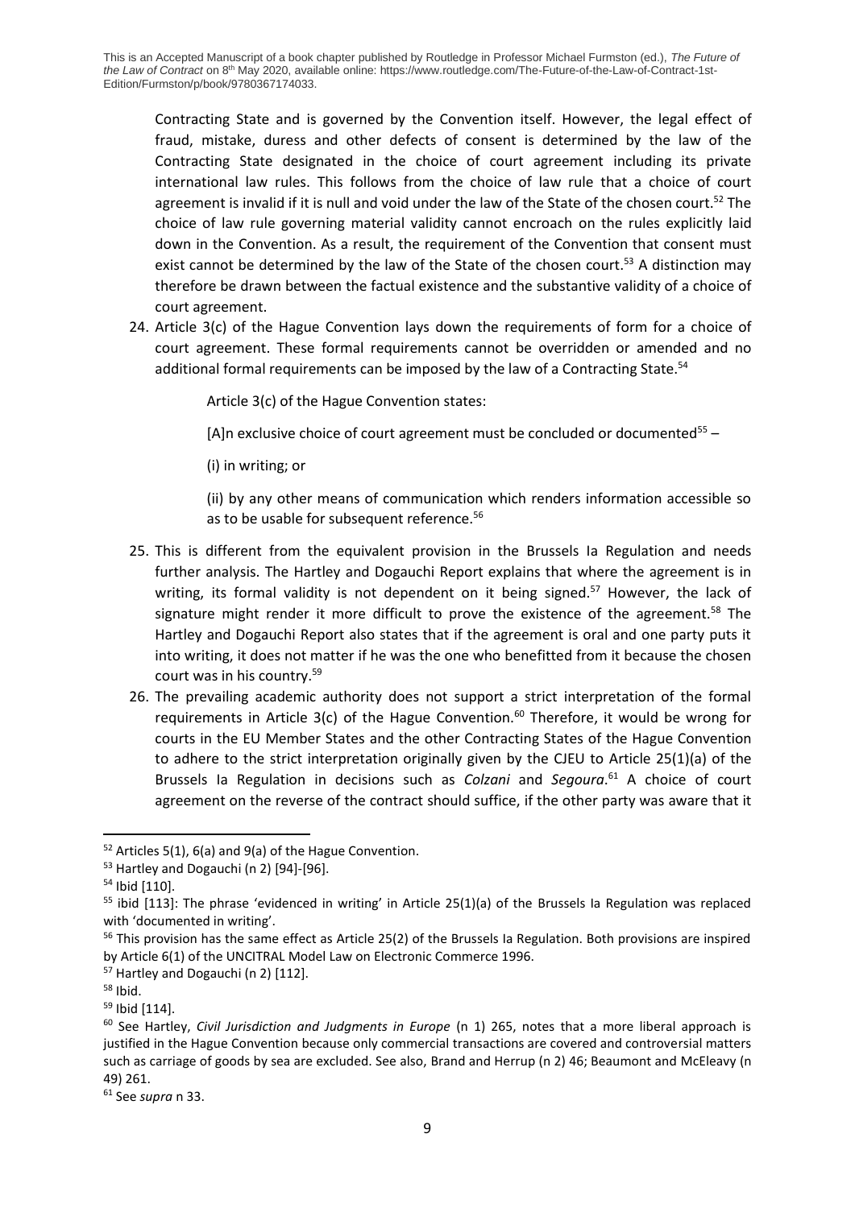Contracting State and is governed by the Convention itself. However, the legal effect of fraud, mistake, duress and other defects of consent is determined by the law of the Contracting State designated in the choice of court agreement including its private international law rules. This follows from the choice of law rule that a choice of court agreement is invalid if it is null and void under the law of the State of the chosen court.[52] The choice of law rule governing material validity cannot encroach on the rules explicitly laid down in the Convention. As a result, the requirement of the Convention that consent must exist cannot be determined by the law of the State of the chosen court.[53] A distinction may therefore be drawn between the factual existence and the substantive validity of a choice of court agreement.

24. Article 3(c) of the Hague Convention lays down the requirements of form for a choice of court agreement. These formal requirements cannot be overridden or amended and no additional formal requirements can be imposed by the law of a Contracting State.[54]

    Article 3(c) of the Hague Convention states:

    [A]n exclusive choice of court agreement must be concluded or documented[55] –

    (i) in writing; or

    (ii) by any other means of communication which renders information accessible so as to be usable for subsequent reference.[56]

25. This is different from the equivalent provision in the Brussels Ia Regulation and needs further analysis. The Hartley and Dogauchi Report explains that where the agreement is in writing, its formal validity is not dependent on it being signed.[57] However, the lack of signature might render it more difficult to prove the existence of the agreement.[58] The Hartley and Dogauchi Report also states that if the agreement is oral and one party puts it into writing, it does not matter if he was the one who benefitted from it because the chosen court was in his country.[59]

26. The prevailing academic authority does not support a strict interpretation of the formal requirements in Article 3(c) of the Hague Convention.[60] Therefore, it would be wrong for courts in the EU Member States and the other Contracting States of the Hague Convention to adhere to the strict interpretation originally given by the CJEU to Article 25(1)(a) of the Brussels Ia Regulation in decisions such as *Colzani* and *Segoura*.[61] A choice of court agreement on the reverse of the contract should suffice, if the other party was aware that it

---

[52] Articles 5(1), 6(a) and 9(a) of the Hague Convention.

[53] Hartley and Dogauchi (n 2) [94]-[96].

[54] Ibid [110].

[55] ibid [113]: The phrase 'evidenced in writing' in Article 25(1)(a) of the Brussels Ia Regulation was replaced with 'documented in writing'.

[56] This provision has the same effect as Article 25(2) of the Brussels Ia Regulation. Both provisions are inspired by Article 6(1) of the UNCITRAL Model Law on Electronic Commerce 1996.

[57] Hartley and Dogauchi (n 2) [112].

[58] Ibid.

[59] Ibid [114].

[60] See Hartley, *Civil Jurisdiction and Judgments in Europe* (n 1) 265, notes that a more liberal approach is justified in the Hague Convention because only commercial transactions are covered and controversial matters such as carriage of goods by sea are excluded. See also, Brand and Herrup (n 2) 46; Beaumont and McEleavy (n 49) 261.

[61] See *supra* n 33.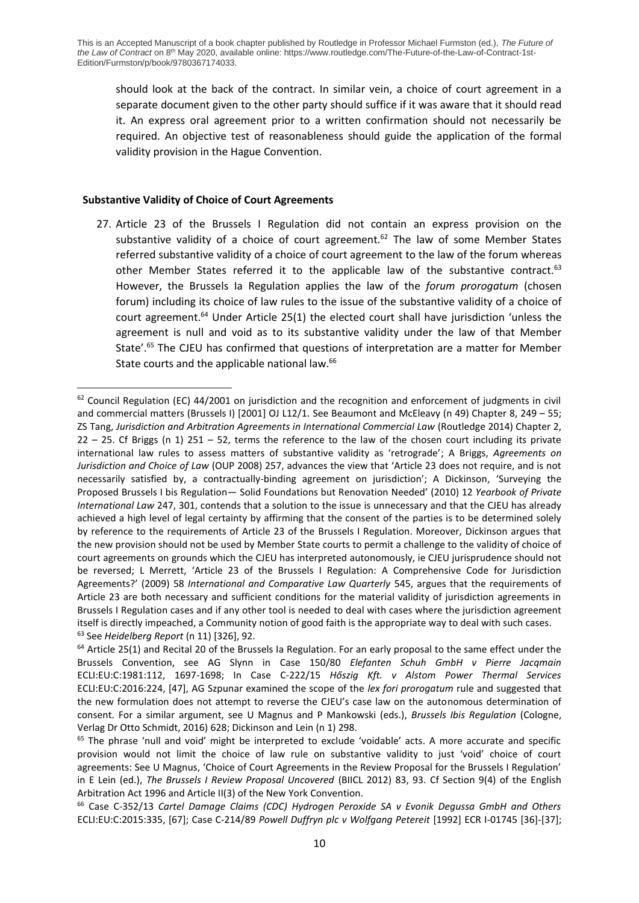should look at the back of the contract. In similar vein, a choice of court agreement in a separate document given to the other party should suffice if it was aware that it should read it. An express oral agreement prior to a written confirmation should not necessarily be required. An objective test of reasonableness should guide the application of the formal validity provision in the Hague Convention.

**Substantive Validity of Choice of Court Agreements**

27. Article 23 of the Brussels I Regulation did not contain an express provision on the substantive validity of a choice of court agreement.[62] The law of some Member States referred substantive validity of a choice of court agreement to the law of the forum whereas other Member States referred it to the applicable law of the substantive contract.[63] However, the Brussels Ia Regulation applies the law of the *forum prorogatum* (chosen forum) including its choice of law rules to the issue of the substantive validity of a choice of court agreement.[64] Under Article 25(1) the elected court shall have jurisdiction 'unless the agreement is null and void as to its substantive validity under the law of that Member State'.[65] The CJEU has confirmed that questions of interpretation are a matter for Member State courts and the applicable national law.[66]

---

[62] Council Regulation (EC) 44/2001 on jurisdiction and the recognition and enforcement of judgments in civil and commercial matters (Brussels I) [2001] OJ L12/1. See Beaumont and McEleavy (n 49) Chapter 8, 249 – 55; ZS Tang, *Jurisdiction and Arbitration Agreements in International Commercial Law* (Routledge 2014) Chapter 2, 22 – 25. Cf Briggs (n 1) 251 – 52, terms the reference to the law of the chosen court including its private international law rules to assess matters of substantive validity as 'retrograde'; A Briggs, *Agreements on Jurisdiction and Choice of Law* (OUP 2008) 257, advances the view that 'Article 23 does not require, and is not necessarily satisfied by, a contractually-binding agreement on jurisdiction'; A Dickinson, 'Surveying the Proposed Brussels I bis Regulation— Solid Foundations but Renovation Needed' (2010) 12 *Yearbook of Private International Law* 247, 301, contends that a solution to the issue is unnecessary and that the CJEU has already achieved a high level of legal certainty by affirming that the consent of the parties is to be determined solely by reference to the requirements of Article 23 of the Brussels I Regulation. Moreover, Dickinson argues that the new provision should not be used by Member State courts to permit a challenge to the validity of choice of court agreements on grounds which the CJEU has interpreted autonomously, ie CJEU jurisprudence should not be reversed; L Merrett, 'Article 23 of the Brussels I Regulation: A Comprehensive Code for Jurisdiction Agreements?' (2009) 58 *International and Comparative Law Quarterly* 545, argues that the requirements of Article 23 are both necessary and sufficient conditions for the material validity of jurisdiction agreements in Brussels I Regulation cases and if any other tool is needed to deal with cases where the jurisdiction agreement itself is directly impeached, a Community notion of good faith is the appropriate way to deal with such cases.

[63] See *Heidelberg Report* (n 11) [326], 92.

[64] Article 25(1) and Recital 20 of the Brussels Ia Regulation. For an early proposal to the same effect under the Brussels Convention, see AG Slynn in Case 150/80 *Elefanten Schuh GmbH v Pierre Jacqmain* ECLI:EU:C:1981:112, 1697-1698; In Case C-222/15 *Hőszig Kft. v Alstom Power Thermal Services* ECLI:EU:C:2016:224, [47], AG Szpunar examined the scope of the *lex fori prorogatum* rule and suggested that the new formulation does not attempt to reverse the CJEU's case law on the autonomous determination of consent. For a similar argument, see U Magnus and P Mankowski (eds.), *Brussels Ibis Regulation* (Cologne, Verlag Dr Otto Schmidt, 2016) 628; Dickinson and Lein (n 1) 298.

[65] The phrase 'null and void' might be interpreted to exclude 'voidable' acts. A more accurate and specific provision would not limit the choice of law rule on substantive validity to just 'void' choice of court agreements: See U Magnus, 'Choice of Court Agreements in the Review Proposal for the Brussels I Regulation' in E Lein (ed.), *The Brussels I Review Proposal Uncovered* (BIICL 2012) 83, 93. Cf Section 9(4) of the English Arbitration Act 1996 and Article II(3) of the New York Convention.

[66] Case C-352/13 *Cartel Damage Claims (CDC) Hydrogen Peroxide SA v Evonik Degussa GmbH and Others* ECLI:EU:C:2015:335, [67]; Case C-214/89 *Powell Duffryn plc v Wolfgang Petereit* [1992] ECR I-01745 [36]-[37];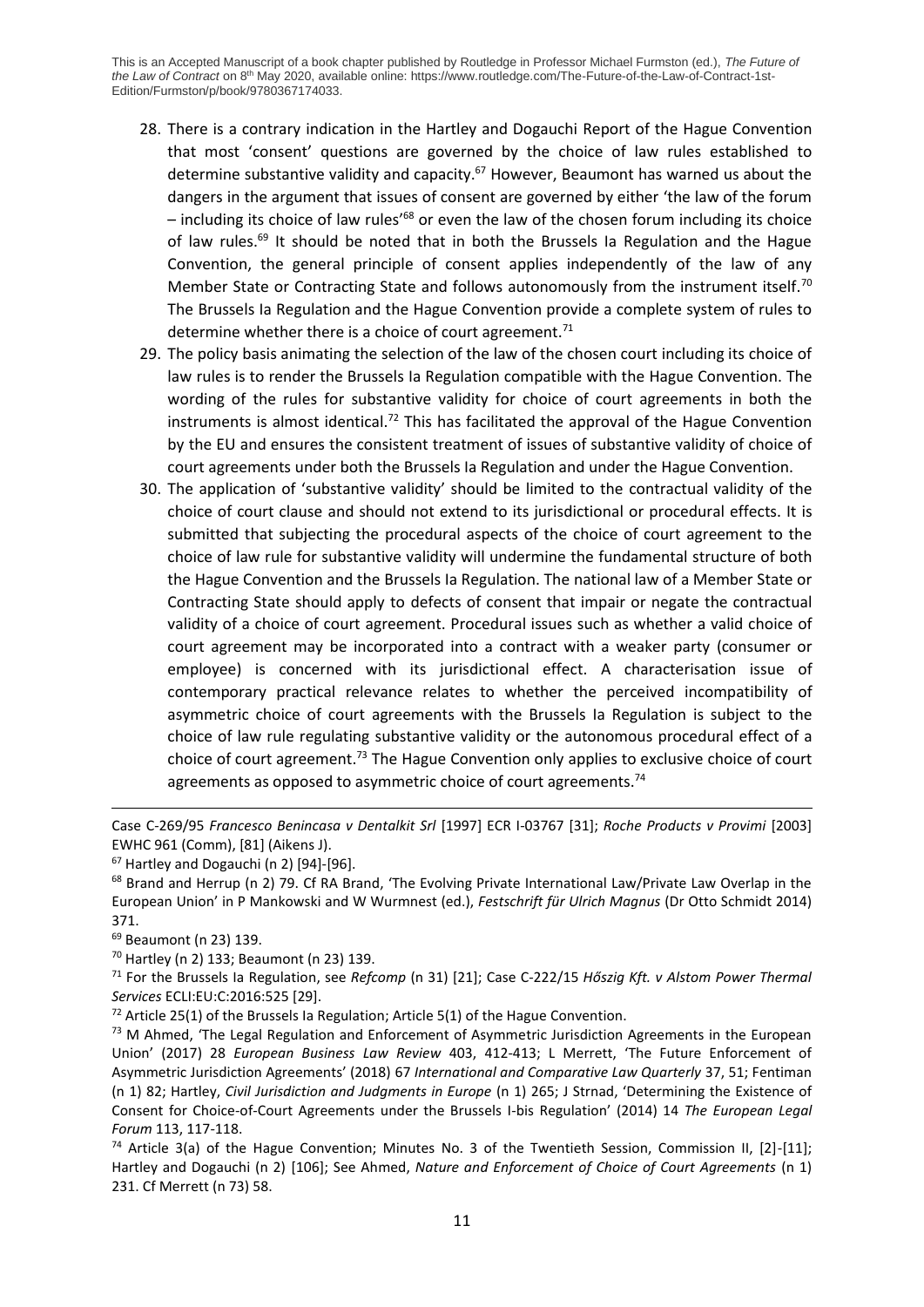28. There is a contrary indication in the Hartley and Dogauchi Report of the Hague Convention that most 'consent' questions are governed by the choice of law rules established to determine substantive validity and capacity.[67] However, Beaumont has warned us about the dangers in the argument that issues of consent are governed by either 'the law of the forum – including its choice of law rules'[68] or even the law of the chosen forum including its choice of law rules.[69] It should be noted that in both the Brussels Ia Regulation and the Hague Convention, the general principle of consent applies independently of the law of any Member State or Contracting State and follows autonomously from the instrument itself.[70] The Brussels Ia Regulation and the Hague Convention provide a complete system of rules to determine whether there is a choice of court agreement.[71]

29. The policy basis animating the selection of the law of the chosen court including its choice of law rules is to render the Brussels Ia Regulation compatible with the Hague Convention. The wording of the rules for substantive validity for choice of court agreements in both the instruments is almost identical.[72] This has facilitated the approval of the Hague Convention by the EU and ensures the consistent treatment of issues of substantive validity of choice of court agreements under both the Brussels Ia Regulation and under the Hague Convention.

30. The application of 'substantive validity' should be limited to the contractual validity of the choice of court clause and should not extend to its jurisdictional or procedural effects. It is submitted that subjecting the procedural aspects of the choice of court agreement to the choice of law rule for substantive validity will undermine the fundamental structure of both the Hague Convention and the Brussels Ia Regulation. The national law of a Member State or Contracting State should apply to defects of consent that impair or negate the contractual validity of a choice of court agreement. Procedural issues such as whether a valid choice of court agreement may be incorporated into a contract with a weaker party (consumer or employee) is concerned with its jurisdictional effect. A characterisation issue of contemporary practical relevance relates to whether the perceived incompatibility of asymmetric choice of court agreements with the Brussels Ia Regulation is subject to the choice of law rule regulating substantive validity or the autonomous procedural effect of a choice of court agreement.[73] The Hague Convention only applies to exclusive choice of court agreements as opposed to asymmetric choice of court agreements.[74]

---

Case C-269/95 *Francesco Benincasa v Dentalkit Srl* [1997] ECR I-03767 [31]; *Roche Products v Provimi* [2003] EWHC 961 (Comm), [81] (Aikens J).

[67] Hartley and Dogauchi (n 2) [94]-[96].

[68] Brand and Herrup (n 2) 79. Cf RA Brand, 'The Evolving Private International Law/Private Law Overlap in the European Union' in P Mankowski and W Wurmnest (ed.), *Festschrift für Ulrich Magnus* (Dr Otto Schmidt 2014) 371.

[69] Beaumont (n 23) 139.

[70] Hartley (n 2) 133; Beaumont (n 23) 139.

[71] For the Brussels Ia Regulation, see *Refcomp* (n 31) [21]; Case C-222/15 *Hőszig Kft. v Alstom Power Thermal Services* ECLI:EU:C:2016:525 [29].

[72] Article 25(1) of the Brussels Ia Regulation; Article 5(1) of the Hague Convention.

[73] M Ahmed, 'The Legal Regulation and Enforcement of Asymmetric Jurisdiction Agreements in the European Union' (2017) 28 *European Business Law Review* 403, 412-413; L Merrett, 'The Future Enforcement of Asymmetric Jurisdiction Agreements' (2018) 67 *International and Comparative Law Quarterly* 37, 51; Fentiman (n 1) 82; Hartley, *Civil Jurisdiction and Judgments in Europe* (n 1) 265; J Strnad, 'Determining the Existence of Consent for Choice-of-Court Agreements under the Brussels I-bis Regulation' (2014) 14 *The European Legal Forum* 113, 117-118.

[74] Article 3(a) of the Hague Convention; Minutes No. 3 of the Twentieth Session, Commission II, [2]-[11]; Hartley and Dogauchi (n 2) [106]; See Ahmed, *Nature and Enforcement of Choice of Court Agreements* (n 1) 231. Cf Merrett (n 73) 58.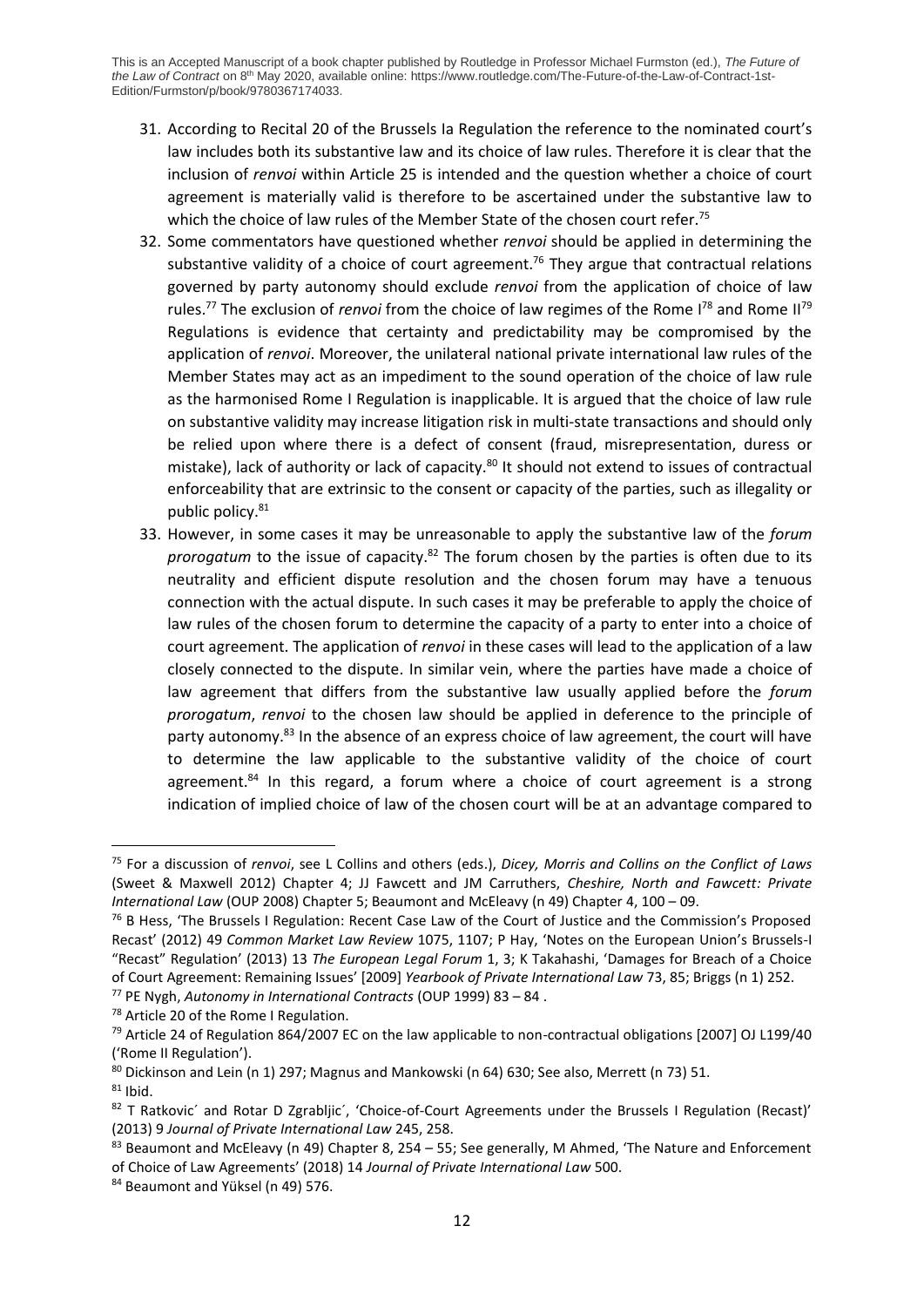31. According to Recital 20 of the Brussels Ia Regulation the reference to the nominated court's law includes both its substantive law and its choice of law rules. Therefore it is clear that the inclusion of *renvoi* within Article 25 is intended and the question whether a choice of court agreement is materially valid is therefore to be ascertained under the substantive law to which the choice of law rules of the Member State of the chosen court refer.[75]
32. Some commentators have questioned whether *renvoi* should be applied in determining the substantive validity of a choice of court agreement.[76] They argue that contractual relations governed by party autonomy should exclude *renvoi* from the application of choice of law rules.[77] The exclusion of *renvoi* from the choice of law regimes of the Rome I[78] and Rome II[79] Regulations is evidence that certainty and predictability may be compromised by the application of *renvoi*. Moreover, the unilateral national private international law rules of the Member States may act as an impediment to the sound operation of the choice of law rule as the harmonised Rome I Regulation is inapplicable. It is argued that the choice of law rule on substantive validity may increase litigation risk in multi-state transactions and should only be relied upon where there is a defect of consent (fraud, misrepresentation, duress or mistake), lack of authority or lack of capacity.[80] It should not extend to issues of contractual enforceability that are extrinsic to the consent or capacity of the parties, such as illegality or public policy.[81]
33. However, in some cases it may be unreasonable to apply the substantive law of the *forum prorogatum* to the issue of capacity.[82] The forum chosen by the parties is often due to its neutrality and efficient dispute resolution and the chosen forum may have a tenuous connection with the actual dispute. In such cases it may be preferable to apply the choice of law rules of the chosen forum to determine the capacity of a party to enter into a choice of court agreement. The application of *renvoi* in these cases will lead to the application of a law closely connected to the dispute. In similar vein, where the parties have made a choice of law agreement that differs from the substantive law usually applied before the *forum prorogatum*, *renvoi* to the chosen law should be applied in deference to the principle of party autonomy.[83] In the absence of an express choice of law agreement, the court will have to determine the law applicable to the substantive validity of the choice of court agreement.[84] In this regard, a forum where a choice of court agreement is a strong indication of implied choice of law of the chosen court will be at an advantage compared to

---

[75] For a discussion of *renvoi*, see L Collins and others (eds.), *Dicey, Morris and Collins on the Conflict of Laws* (Sweet & Maxwell 2012) Chapter 4; JJ Fawcett and JM Carruthers, *Cheshire, North and Fawcett: Private International Law* (OUP 2008) Chapter 5; Beaumont and McEleavy (n 49) Chapter 4, 100 – 09.

[76] B Hess, 'The Brussels I Regulation: Recent Case Law of the Court of Justice and the Commission's Proposed Recast' (2012) 49 *Common Market Law Review* 1075, 1107; P Hay, 'Notes on the European Union's Brussels-I "Recast" Regulation' (2013) 13 *The European Legal Forum* 1, 3; K Takahashi, 'Damages for Breach of a Choice of Court Agreement: Remaining Issues' [2009] *Yearbook of Private International Law* 73, 85; Briggs (n 1) 252.

[77] PE Nygh, *Autonomy in International Contracts* (OUP 1999) 83 – 84 .

[78] Article 20 of the Rome I Regulation.

[79] Article 24 of Regulation 864/2007 EC on the law applicable to non-contractual obligations [2007] OJ L199/40 ('Rome II Regulation').

[80] Dickinson and Lein (n 1) 297; Magnus and Mankowski (n 64) 630; See also, Merrett (n 73) 51.

[81] Ibid.

[82] T Ratkovic´ and Rotar D Zgrabljic´, 'Choice-of-Court Agreements under the Brussels I Regulation (Recast)' (2013) 9 *Journal of Private International Law* 245, 258.

[83] Beaumont and McEleavy (n 49) Chapter 8, 254 – 55; See generally, M Ahmed, 'The Nature and Enforcement of Choice of Law Agreements' (2018) 14 *Journal of Private International Law* 500.

[84] Beaumont and Yüksel (n 49) 576.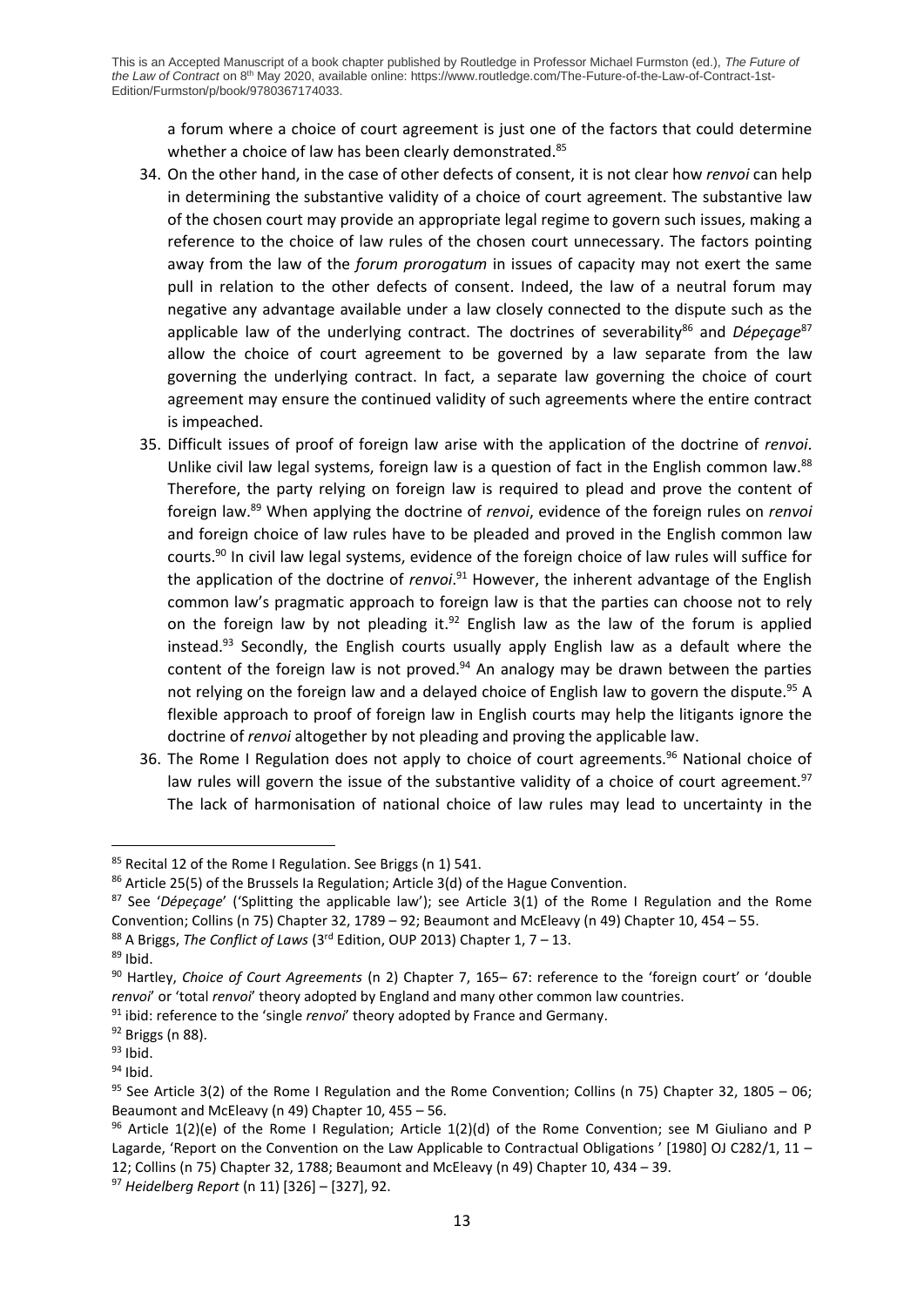a forum where a choice of court agreement is just one of the factors that could determine whether a choice of law has been clearly demonstrated.[85]

34. On the other hand, in the case of other defects of consent, it is not clear how *renvoi* can help in determining the substantive validity of a choice of court agreement. The substantive law of the chosen court may provide an appropriate legal regime to govern such issues, making a reference to the choice of law rules of the chosen court unnecessary. The factors pointing away from the law of the *forum prorogatum* in issues of capacity may not exert the same pull in relation to the other defects of consent. Indeed, the law of a neutral forum may negative any advantage available under a law closely connected to the dispute such as the applicable law of the underlying contract. The doctrines of severability[86] and *Dépeçage*[87] allow the choice of court agreement to be governed by a law separate from the law governing the underlying contract. In fact, a separate law governing the choice of court agreement may ensure the continued validity of such agreements where the entire contract is impeached.
35. Difficult issues of proof of foreign law arise with the application of the doctrine of *renvoi*. Unlike civil law legal systems, foreign law is a question of fact in the English common law.[88] Therefore, the party relying on foreign law is required to plead and prove the content of foreign law.[89] When applying the doctrine of *renvoi*, evidence of the foreign rules on *renvoi* and foreign choice of law rules have to be pleaded and proved in the English common law courts.[90] In civil law legal systems, evidence of the foreign choice of law rules will suffice for the application of the doctrine of *renvoi*.[91] However, the inherent advantage of the English common law's pragmatic approach to foreign law is that the parties can choose not to rely on the foreign law by not pleading it.[92] English law as the law of the forum is applied instead.[93] Secondly, the English courts usually apply English law as a default where the content of the foreign law is not proved.[94] An analogy may be drawn between the parties not relying on the foreign law and a delayed choice of English law to govern the dispute.[95] A flexible approach to proof of foreign law in English courts may help the litigants ignore the doctrine of *renvoi* altogether by not pleading and proving the applicable law.
36. The Rome I Regulation does not apply to choice of court agreements.[96] National choice of law rules will govern the issue of the substantive validity of a choice of court agreement.[97] The lack of harmonisation of national choice of law rules may lead to uncertainty in the

---

[85] Recital 12 of the Rome I Regulation. See Briggs (n 1) 541.

[86] Article 25(5) of the Brussels Ia Regulation; Article 3(d) of the Hague Convention.

[87] See '*Dépeçage*' ('Splitting the applicable law'); see Article 3(1) of the Rome I Regulation and the Rome Convention; Collins (n 75) Chapter 32, 1789 – 92; Beaumont and McEleavy (n 49) Chapter 10, 454 – 55.

[88] A Briggs, *The Conflict of Laws* (3rd Edition, OUP 2013) Chapter 1, 7 – 13.

[89] Ibid.

[90] Hartley, *Choice of Court Agreements* (n 2) Chapter 7, 165– 67: reference to the 'foreign court' or 'double *renvoi*' or 'total *renvoi*' theory adopted by England and many other common law countries.

[91] ibid: reference to the 'single *renvoi*' theory adopted by France and Germany.

[92] Briggs (n 88).

[93] Ibid.

[94] Ibid.

[95] See Article 3(2) of the Rome I Regulation and the Rome Convention; Collins (n 75) Chapter 32, 1805 – 06; Beaumont and McEleavy (n 49) Chapter 10, 455 – 56.

[96] Article 1(2)(e) of the Rome I Regulation; Article 1(2)(d) of the Rome Convention; see M Giuliano and P Lagarde, 'Report on the Convention on the Law Applicable to Contractual Obligations ' [1980] OJ C282/1, 11 – 12; Collins (n 75) Chapter 32, 1788; Beaumont and McEleavy (n 49) Chapter 10, 434 – 39.

[97] *Heidelberg Report* (n 11) [326] – [327], 92.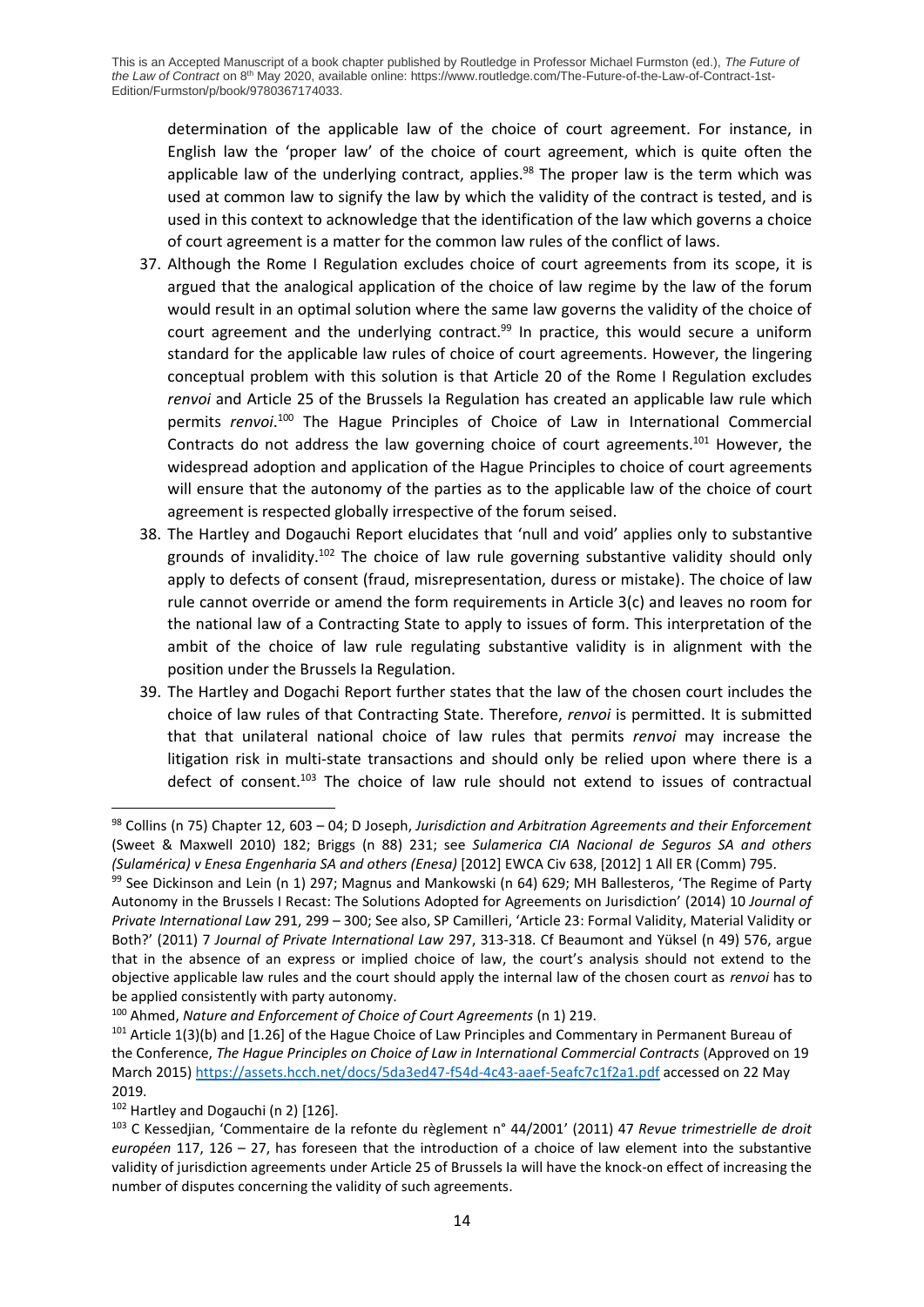determination of the applicable law of the choice of court agreement. For instance, in English law the 'proper law' of the choice of court agreement, which is quite often the applicable law of the underlying contract, applies.[98] The proper law is the term which was used at common law to signify the law by which the validity of the contract is tested, and is used in this context to acknowledge that the identification of the law which governs a choice of court agreement is a matter for the common law rules of the conflict of laws.

37. Although the Rome I Regulation excludes choice of court agreements from its scope, it is argued that the analogical application of the choice of law regime by the law of the forum would result in an optimal solution where the same law governs the validity of the choice of court agreement and the underlying contract.[99] In practice, this would secure a uniform standard for the applicable law rules of choice of court agreements. However, the lingering conceptual problem with this solution is that Article 20 of the Rome I Regulation excludes *renvoi* and Article 25 of the Brussels Ia Regulation has created an applicable law rule which permits *renvoi*.[100] The Hague Principles of Choice of Law in International Commercial Contracts do not address the law governing choice of court agreements.[101] However, the widespread adoption and application of the Hague Principles to choice of court agreements will ensure that the autonomy of the parties as to the applicable law of the choice of court agreement is respected globally irrespective of the forum seised.

38. The Hartley and Dogauchi Report elucidates that 'null and void' applies only to substantive grounds of invalidity.[102] The choice of law rule governing substantive validity should only apply to defects of consent (fraud, misrepresentation, duress or mistake). The choice of law rule cannot override or amend the form requirements in Article 3(c) and leaves no room for the national law of a Contracting State to apply to issues of form. This interpretation of the ambit of the choice of law rule regulating substantive validity is in alignment with the position under the Brussels Ia Regulation.

39. The Hartley and Dogachi Report further states that the law of the chosen court includes the choice of law rules of that Contracting State. Therefore, *renvoi* is permitted. It is submitted that that unilateral national choice of law rules that permits *renvoi* may increase the litigation risk in multi-state transactions and should only be relied upon where there is a defect of consent.[103] The choice of law rule should not extend to issues of contractual

---

[98] Collins (n 75) Chapter 12, 603 – 04; D Joseph, *Jurisdiction and Arbitration Agreements and their Enforcement* (Sweet & Maxwell 2010) 182; Briggs (n 88) 231; see *Sulamerica CIA Nacional de Seguros SA and others (Sulamérica) v Enesa Engenharia SA and others (Enesa)* [2012] EWCA Civ 638, [2012] 1 All ER (Comm) 795.

[99] See Dickinson and Lein (n 1) 297; Magnus and Mankowski (n 64) 629; MH Ballesteros, 'The Regime of Party Autonomy in the Brussels I Recast: The Solutions Adopted for Agreements on Jurisdiction' (2014) 10 *Journal of Private International Law* 291, 299 – 300; See also, SP Camilleri, 'Article 23: Formal Validity, Material Validity or Both?' (2011) 7 *Journal of Private International Law* 297, 313-318. Cf Beaumont and Yüksel (n 49) 576, argue that in the absence of an express or implied choice of law, the court's analysis should not extend to the objective applicable law rules and the court should apply the internal law of the chosen court as *renvoi* has to be applied consistently with party autonomy.

[100] Ahmed, *Nature and Enforcement of Choice of Court Agreements* (n 1) 219.

[101] Article 1(3)(b) and [1.26] of the Hague Choice of Law Principles and Commentary in Permanent Bureau of the Conference, *The Hague Principles on Choice of Law in International Commercial Contracts* (Approved on 19 March 2015) https://assets.hcch.net/docs/5da3ed47-f54d-4c43-aaef-5eafc7c1f2a1.pdf accessed on 22 May 2019.

[102] Hartley and Dogauchi (n 2) [126].

[103] C Kessedjian, 'Commentaire de la refonte du règlement n° 44/2001' (2011) 47 *Revue trimestrielle de droit européen* 117, 126 – 27, has foreseen that the introduction of a choice of law element into the substantive validity of jurisdiction agreements under Article 25 of Brussels Ia will have the knock-on effect of increasing the number of disputes concerning the validity of such agreements.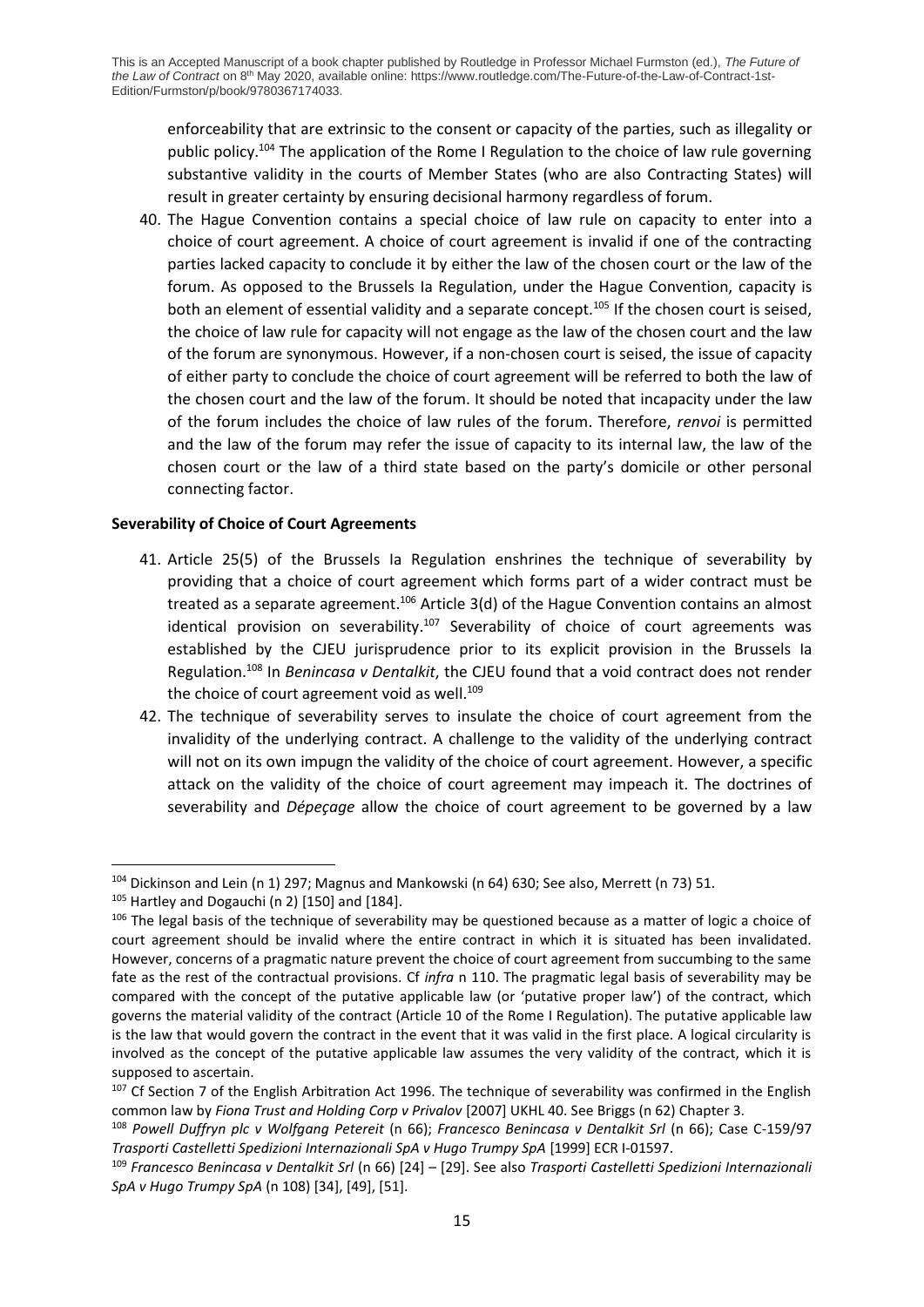enforceability that are extrinsic to the consent or capacity of the parties, such as illegality or public policy.[104] The application of the Rome I Regulation to the choice of law rule governing substantive validity in the courts of Member States (who are also Contracting States) will result in greater certainty by ensuring decisional harmony regardless of forum.

40. The Hague Convention contains a special choice of law rule on capacity to enter into a choice of court agreement. A choice of court agreement is invalid if one of the contracting parties lacked capacity to conclude it by either the law of the chosen court or the law of the forum. As opposed to the Brussels Ia Regulation, under the Hague Convention, capacity is both an element of essential validity and a separate concept.[105] If the chosen court is seised, the choice of law rule for capacity will not engage as the law of the chosen court and the law of the forum are synonymous. However, if a non-chosen court is seised, the issue of capacity of either party to conclude the choice of court agreement will be referred to both the law of the chosen court and the law of the forum. It should be noted that incapacity under the law of the forum includes the choice of law rules of the forum. Therefore, *renvoi* is permitted and the law of the forum may refer the issue of capacity to its internal law, the law of the chosen court or the law of a third state based on the party's domicile or other personal connecting factor.

**Severability of Choice of Court Agreements**

41. Article 25(5) of the Brussels Ia Regulation enshrines the technique of severability by providing that a choice of court agreement which forms part of a wider contract must be treated as a separate agreement.[106] Article 3(d) of the Hague Convention contains an almost identical provision on severability.[107] Severability of choice of court agreements was established by the CJEU jurisprudence prior to its explicit provision in the Brussels Ia Regulation.[108] In *Benincasa v Dentalkit*, the CJEU found that a void contract does not render the choice of court agreement void as well.[109]

42. The technique of severability serves to insulate the choice of court agreement from the invalidity of the underlying contract. A challenge to the validity of the underlying contract will not on its own impugn the validity of the choice of court agreement. However, a specific attack on the validity of the choice of court agreement may impeach it. The doctrines of severability and *Dépeçage* allow the choice of court agreement to be governed by a law

---

[104] Dickinson and Lein (n 1) 297; Magnus and Mankowski (n 64) 630; See also, Merrett (n 73) 51.

[105] Hartley and Dogauchi (n 2) [150] and [184].

[106] The legal basis of the technique of severability may be questioned because as a matter of logic a choice of court agreement should be invalid where the entire contract in which it is situated has been invalidated. However, concerns of a pragmatic nature prevent the choice of court agreement from succumbing to the same fate as the rest of the contractual provisions. Cf *infra* n 110. The pragmatic legal basis of severability may be compared with the concept of the putative applicable law (or 'putative proper law') of the contract, which governs the material validity of the contract (Article 10 of the Rome I Regulation). The putative applicable law is the law that would govern the contract in the event that it was valid in the first place. A logical circularity is involved as the concept of the putative applicable law assumes the very validity of the contract, which it is supposed to ascertain.

[107] Cf Section 7 of the English Arbitration Act 1996. The technique of severability was confirmed in the English common law by *Fiona Trust and Holding Corp v Privalov* [2007] UKHL 40. See Briggs (n 62) Chapter 3.

[108] *Powell Duffryn plc v Wolfgang Petereit* (n 66); *Francesco Benincasa v Dentalkit Srl* (n 66); Case C-159/97 *Trasporti Castelletti Spedizioni Internazionali SpA v Hugo Trumpy SpA* [1999] ECR I-01597.

[109] *Francesco Benincasa v Dentalkit Srl* (n 66) [24] – [29]. See also *Trasporti Castelletti Spedizioni Internazionali SpA v Hugo Trumpy SpA* (n 108) [34], [49], [51].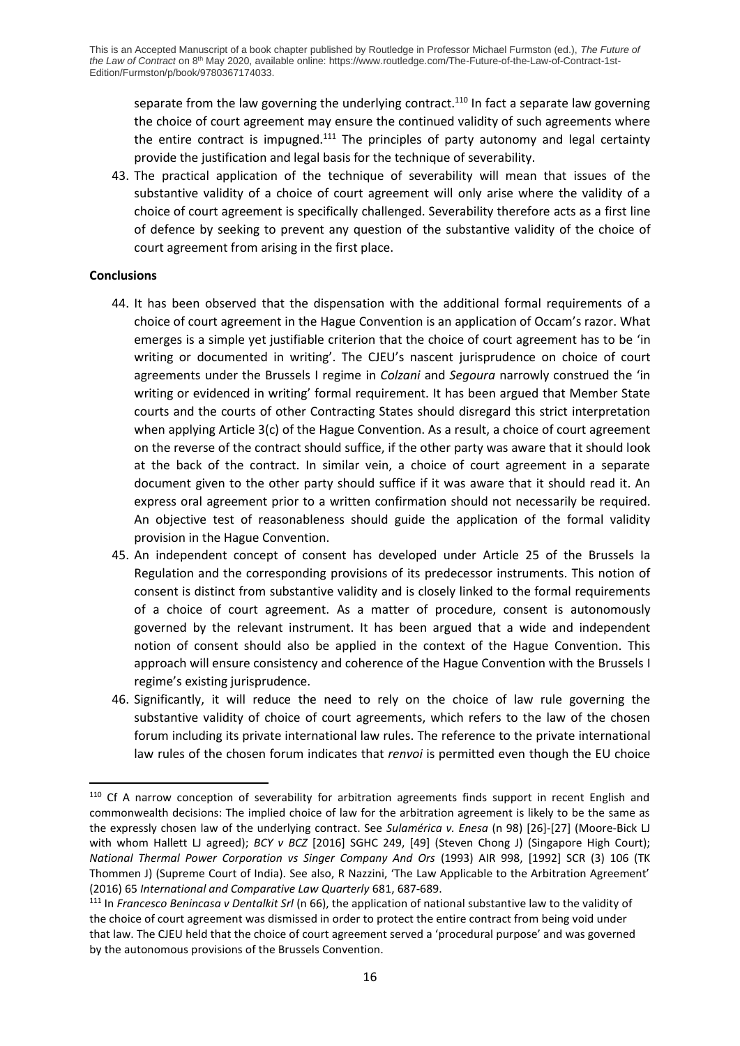separate from the law governing the underlying contract.[110] In fact a separate law governing the choice of court agreement may ensure the continued validity of such agreements where the entire contract is impugned.[111] The principles of party autonomy and legal certainty provide the justification and legal basis for the technique of severability.

43. The practical application of the technique of severability will mean that issues of the substantive validity of a choice of court agreement will only arise where the validity of a choice of court agreement is specifically challenged. Severability therefore acts as a first line of defence by seeking to prevent any question of the substantive validity of the choice of court agreement from arising in the first place.

**Conclusions**

44. It has been observed that the dispensation with the additional formal requirements of a choice of court agreement in the Hague Convention is an application of Occam's razor. What emerges is a simple yet justifiable criterion that the choice of court agreement has to be 'in writing or documented in writing'. The CJEU's nascent jurisprudence on choice of court agreements under the Brussels I regime in *Colzani* and *Segoura* narrowly construed the 'in writing or evidenced in writing' formal requirement. It has been argued that Member State courts and the courts of other Contracting States should disregard this strict interpretation when applying Article 3(c) of the Hague Convention. As a result, a choice of court agreement on the reverse of the contract should suffice, if the other party was aware that it should look at the back of the contract. In similar vein, a choice of court agreement in a separate document given to the other party should suffice if it was aware that it should read it. An express oral agreement prior to a written confirmation should not necessarily be required. An objective test of reasonableness should guide the application of the formal validity provision in the Hague Convention.

45. An independent concept of consent has developed under Article 25 of the Brussels Ia Regulation and the corresponding provisions of its predecessor instruments. This notion of consent is distinct from substantive validity and is closely linked to the formal requirements of a choice of court agreement. As a matter of procedure, consent is autonomously governed by the relevant instrument. It has been argued that a wide and independent notion of consent should also be applied in the context of the Hague Convention. This approach will ensure consistency and coherence of the Hague Convention with the Brussels I regime's existing jurisprudence.

46. Significantly, it will reduce the need to rely on the choice of law rule governing the substantive validity of choice of court agreements, which refers to the law of the chosen forum including its private international law rules. The reference to the private international law rules of the chosen forum indicates that *renvoi* is permitted even though the EU choice

---

[110] Cf A narrow conception of severability for arbitration agreements finds support in recent English and commonwealth decisions: The implied choice of law for the arbitration agreement is likely to be the same as the expressly chosen law of the underlying contract. See *Sulamérica v. Enesa* (n 98) [26]-[27] (Moore-Bick LJ with whom Hallett LJ agreed); *BCY v BCZ* [2016] SGHC 249, [49] (Steven Chong J) (Singapore High Court); *National Thermal Power Corporation vs Singer Company And Ors* (1993) AIR 998, [1992] SCR (3) 106 (TK Thommen J) (Supreme Court of India). See also, R Nazzini, 'The Law Applicable to the Arbitration Agreement' (2016) 65 *International and Comparative Law Quarterly* 681, 687-689.

[111] In *Francesco Benincasa v Dentalkit Srl* (n 66), the application of national substantive law to the validity of the choice of court agreement was dismissed in order to protect the entire contract from being void under that law. The CJEU held that the choice of court agreement served a 'procedural purpose' and was governed by the autonomous provisions of the Brussels Convention.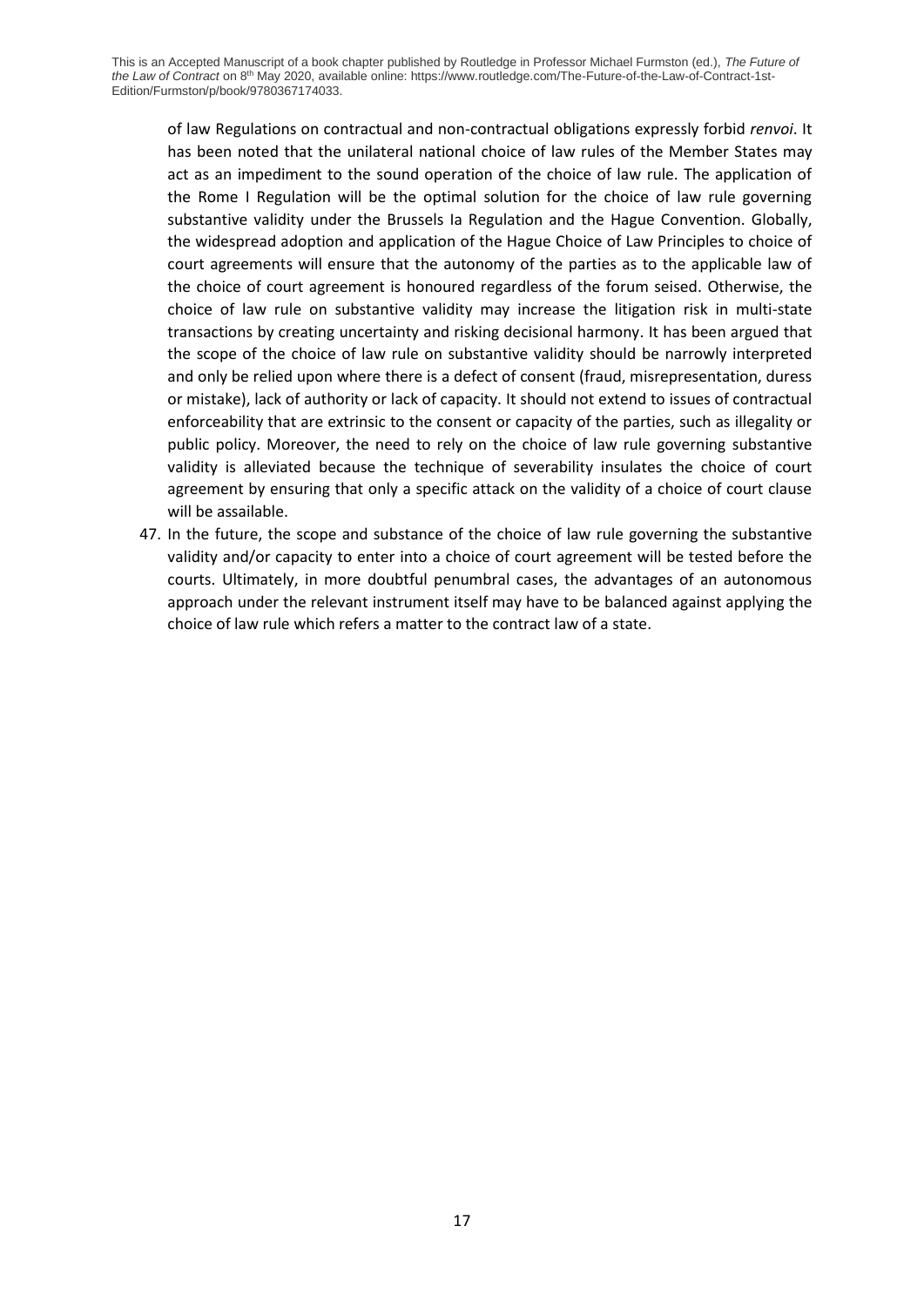of law Regulations on contractual and non-contractual obligations expressly forbid *renvoi*. It has been noted that the unilateral national choice of law rules of the Member States may act as an impediment to the sound operation of the choice of law rule. The application of the Rome I Regulation will be the optimal solution for the choice of law rule governing substantive validity under the Brussels Ia Regulation and the Hague Convention. Globally, the widespread adoption and application of the Hague Choice of Law Principles to choice of court agreements will ensure that the autonomy of the parties as to the applicable law of the choice of court agreement is honoured regardless of the forum seised. Otherwise, the choice of law rule on substantive validity may increase the litigation risk in multi-state transactions by creating uncertainty and risking decisional harmony. It has been argued that the scope of the choice of law rule on substantive validity should be narrowly interpreted and only be relied upon where there is a defect of consent (fraud, misrepresentation, duress or mistake), lack of authority or lack of capacity. It should not extend to issues of contractual enforceability that are extrinsic to the consent or capacity of the parties, such as illegality or public policy. Moreover, the need to rely on the choice of law rule governing substantive validity is alleviated because the technique of severability insulates the choice of court agreement by ensuring that only a specific attack on the validity of a choice of court clause will be assailable.

47. In the future, the scope and substance of the choice of law rule governing the substantive validity and/or capacity to enter into a choice of court agreement will be tested before the courts. Ultimately, in more doubtful penumbral cases, the advantages of an autonomous approach under the relevant instrument itself may have to be balanced against applying the choice of law rule which refers a matter to the contract law of a state.